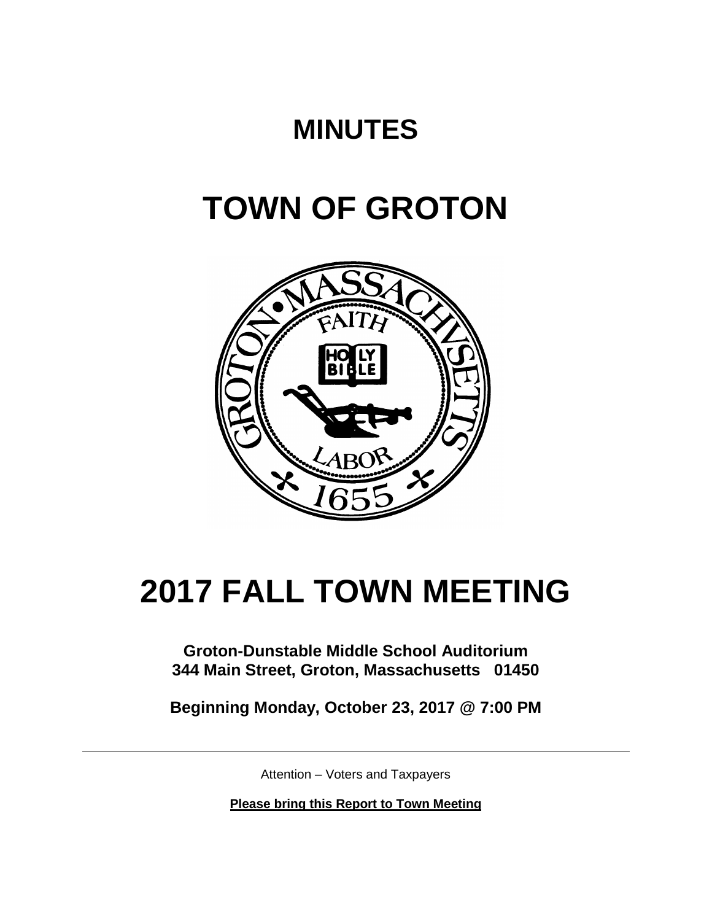# MINUTES

# TOWN OF GROTON

# 2017 FALL TOWN MEETING

**Groton-Dunstable Middle School Auditorium**
**344 Main Street, Groton, Massachusetts 01450**

**Beginning Monday, October 23, 2017 @ 7:00 PM**

---

Attention – Voters and Taxpayers

**Please bring this Report to Town Meeting**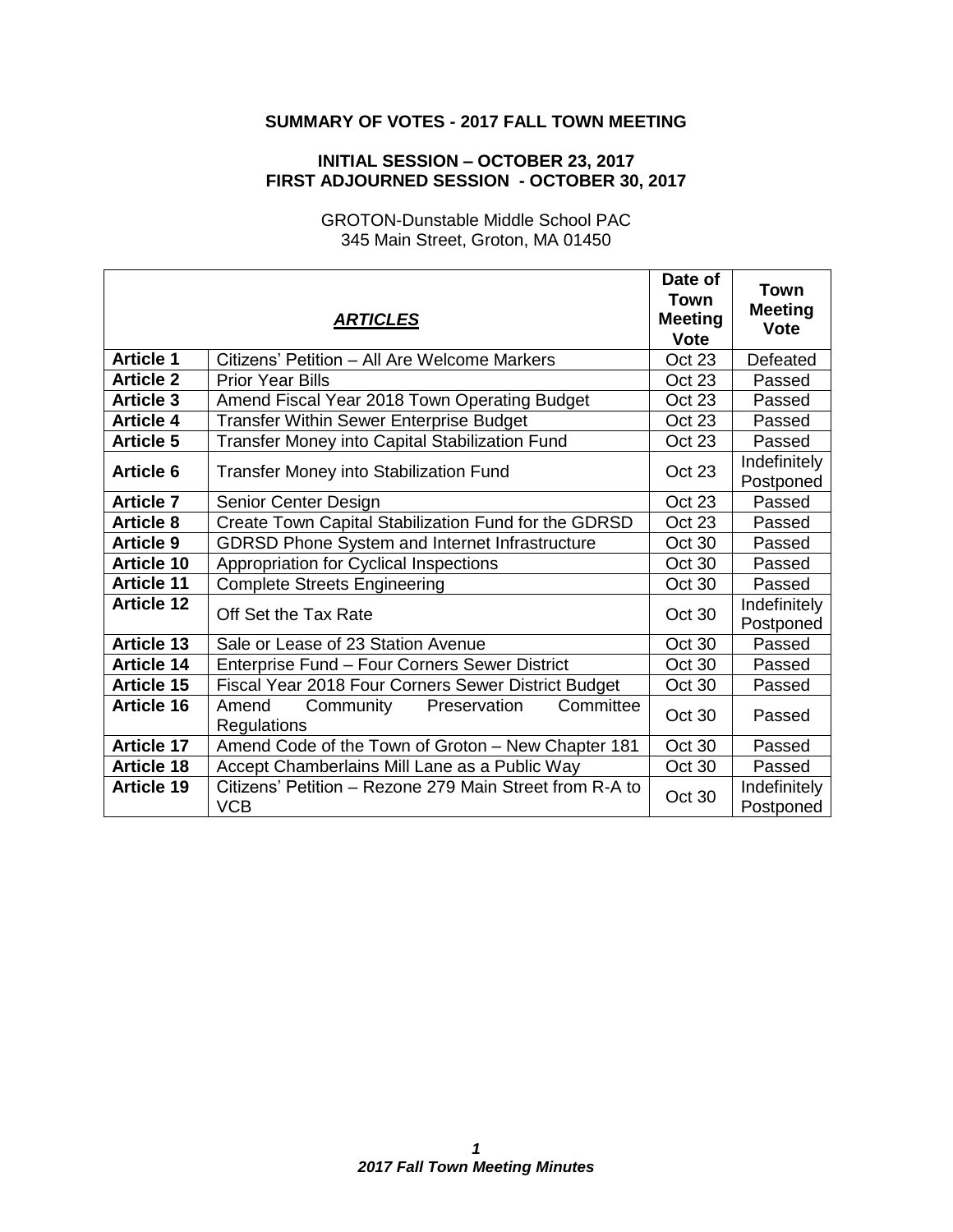# SUMMARY OF VOTES - 2017 FALL TOWN MEETING

## INITIAL SESSION – OCTOBER 23, 2017
## FIRST ADJOURNED SESSION - OCTOBER 30, 2017

GROTON-Dunstable Middle School PAC
345 Main Street, Groton, MA 01450

| ***ARTICLES*** | | Date of Town Meeting Vote | Town Meeting Vote |
|---|---|---|---|
| **Article 1** | Citizens' Petition – All Are Welcome Markers | Oct 23 | Defeated |
| **Article 2** | Prior Year Bills | Oct 23 | Passed |
| **Article 3** | Amend Fiscal Year 2018 Town Operating Budget | Oct 23 | Passed |
| **Article 4** | Transfer Within Sewer Enterprise Budget | Oct 23 | Passed |
| **Article 5** | Transfer Money into Capital Stabilization Fund | Oct 23 | Passed |
| **Article 6** | Transfer Money into Stabilization Fund | Oct 23 | Indefinitely Postponed |
| **Article 7** | Senior Center Design | Oct 23 | Passed |
| **Article 8** | Create Town Capital Stabilization Fund for the GDRSD | Oct 23 | Passed |
| **Article 9** | GDRSD Phone System and Internet Infrastructure | Oct 30 | Passed |
| **Article 10** | Appropriation for Cyclical Inspections | Oct 30 | Passed |
| **Article 11** | Complete Streets Engineering | Oct 30 | Passed |
| **Article 12** | Off Set the Tax Rate | Oct 30 | Indefinitely Postponed |
| **Article 13** | Sale or Lease of 23 Station Avenue | Oct 30 | Passed |
| **Article 14** | Enterprise Fund – Four Corners Sewer District | Oct 30 | Passed |
| **Article 15** | Fiscal Year 2018 Four Corners Sewer District Budget | Oct 30 | Passed |
| **Article 16** | Amend Community Preservation Committee Regulations | Oct 30 | Passed |
| **Article 17** | Amend Code of the Town of Groton – New Chapter 181 | Oct 30 | Passed |
| **Article 18** | Accept Chamberlains Mill Lane as a Public Way | Oct 30 | Passed |
| **Article 19** | Citizens' Petition – Rezone 279 Main Street from R-A to VCB | Oct 30 | Indefinitely Postponed |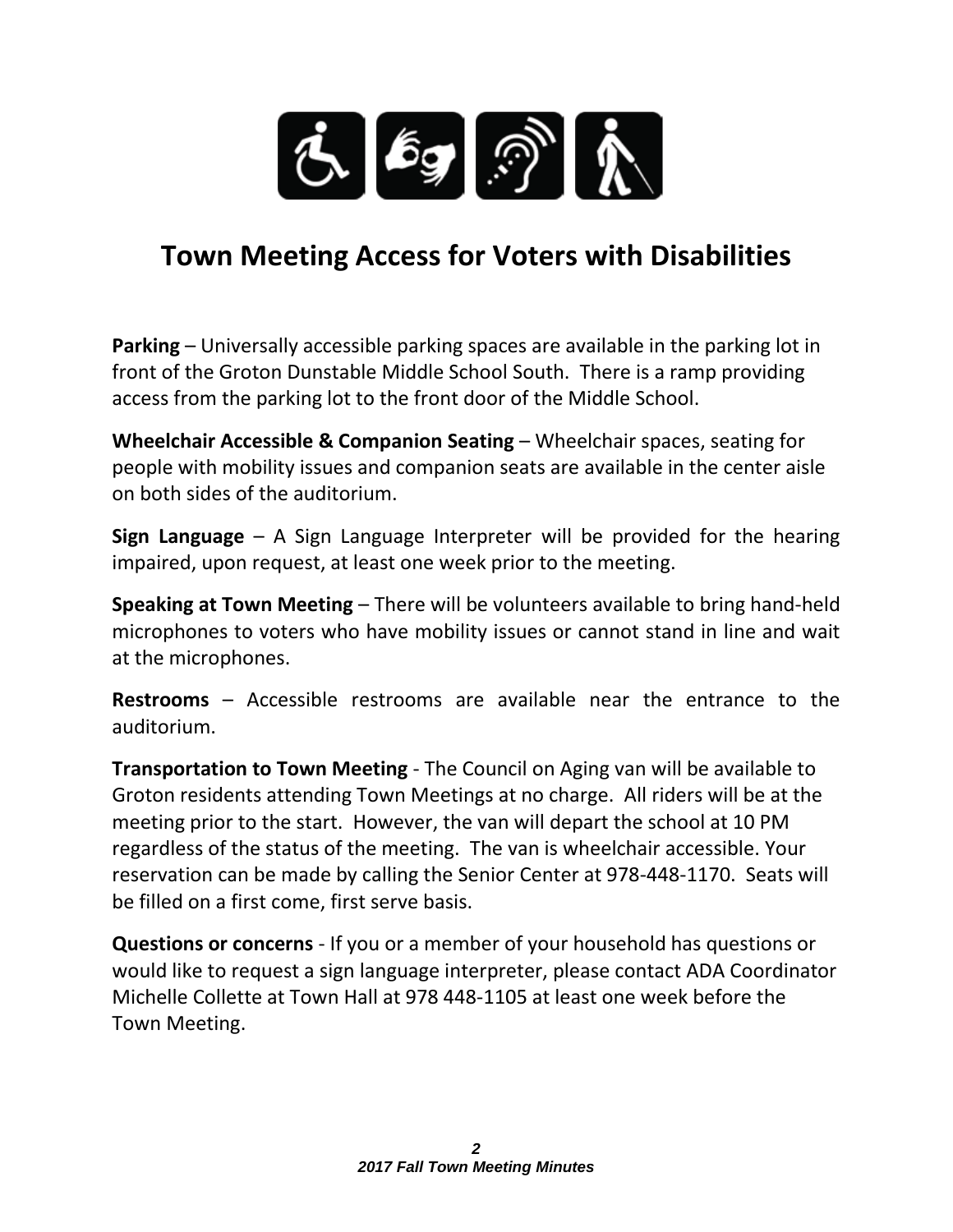# Town Meeting Access for Voters with Disabilities

**Parking** – Universally accessible parking spaces are available in the parking lot in front of the Groton Dunstable Middle School South. There is a ramp providing access from the parking lot to the front door of the Middle School.

**Wheelchair Accessible & Companion Seating** – Wheelchair spaces, seating for people with mobility issues and companion seats are available in the center aisle on both sides of the auditorium.

**Sign Language** – A Sign Language Interpreter will be provided for the hearing impaired, upon request, at least one week prior to the meeting.

**Speaking at Town Meeting** – There will be volunteers available to bring hand-held microphones to voters who have mobility issues or cannot stand in line and wait at the microphones.

**Restrooms** – Accessible restrooms are available near the entrance to the auditorium.

**Transportation to Town Meeting** - The Council on Aging van will be available to Groton residents attending Town Meetings at no charge. All riders will be at the meeting prior to the start. However, the van will depart the school at 10 PM regardless of the status of the meeting. The van is wheelchair accessible. Your reservation can be made by calling the Senior Center at 978-448-1170. Seats will be filled on a first come, first serve basis.

**Questions or concerns** - If you or a member of your household has questions or would like to request a sign language interpreter, please contact ADA Coordinator Michelle Collette at Town Hall at 978 448-1105 at least one week before the Town Meeting.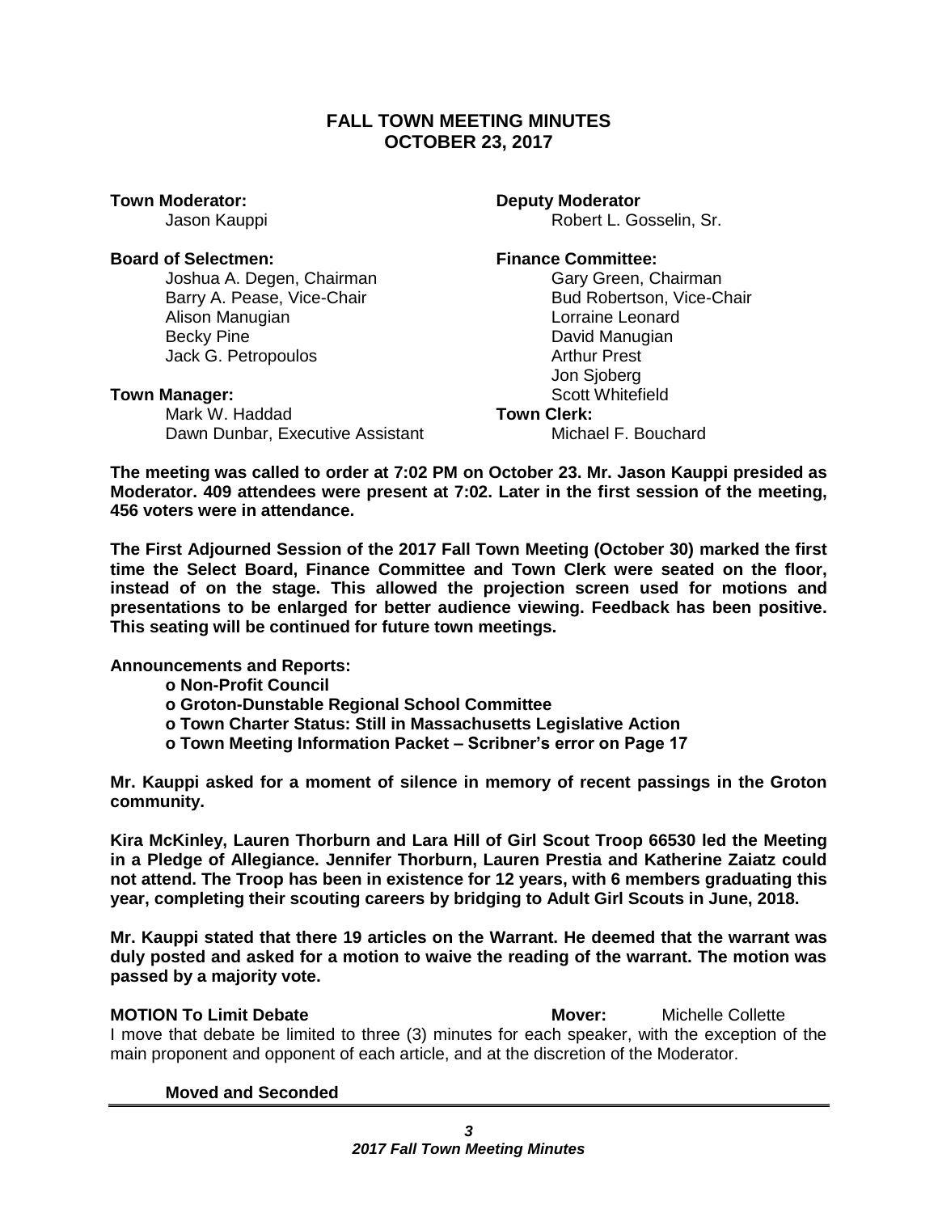# FALL TOWN MEETING MINUTES
## OCTOBER 23, 2017

**Town Moderator:**
Jason Kauppi

**Deputy Moderator**
Robert L. Gosselin, Sr.

**Board of Selectmen:**
Joshua A. Degen, Chairman
Barry A. Pease, Vice-Chair
Alison Manugian
Becky Pine
Jack G. Petropoulos

**Finance Committee:**
Gary Green, Chairman
Bud Robertson, Vice-Chair
Lorraine Leonard
David Manugian
Arthur Prest
Jon Sjoberg
Scott Whitefield

**Town Manager:**
Mark W. Haddad
Dawn Dunbar, Executive Assistant

**Town Clerk:**
Michael F. Bouchard

**The meeting was called to order at 7:02 PM on October 23. Mr. Jason Kauppi presided as Moderator. 409 attendees were present at 7:02. Later in the first session of the meeting, 456 voters were in attendance.**

**The First Adjourned Session of the 2017 Fall Town Meeting (October 30) marked the first time the Select Board, Finance Committee and Town Clerk were seated on the floor, instead of on the stage. This allowed the projection screen used for motions and presentations to be enlarged for better audience viewing. Feedback has been positive. This seating will be continued for future town meetings.**

**Announcements and Reports:**

- **Non-Profit Council**
- **Groton-Dunstable Regional School Committee**
- **Town Charter Status: Still in Massachusetts Legislative Action**
- **Town Meeting Information Packet – Scribner's error on Page 17**

**Mr. Kauppi asked for a moment of silence in memory of recent passings in the Groton community.**

**Kira McKinley, Lauren Thorburn and Lara Hill of Girl Scout Troop 66530 led the Meeting in a Pledge of Allegiance. Jennifer Thorburn, Lauren Prestia and Katherine Zaiatz could not attend. The Troop has been in existence for 12 years, with 6 members graduating this year, completing their scouting careers by bridging to Adult Girl Scouts in June, 2018.**

**Mr. Kauppi stated that there 19 articles on the Warrant. He deemed that the warrant was duly posted and asked for a motion to waive the reading of the warrant. The motion was passed by a majority vote.**

**MOTION To Limit Debate** **Mover:** Michelle Collette

I move that debate be limited to three (3) minutes for each speaker, with the exception of the main proponent and opponent of each article, and at the discretion of the Moderator.

**Moved and Seconded**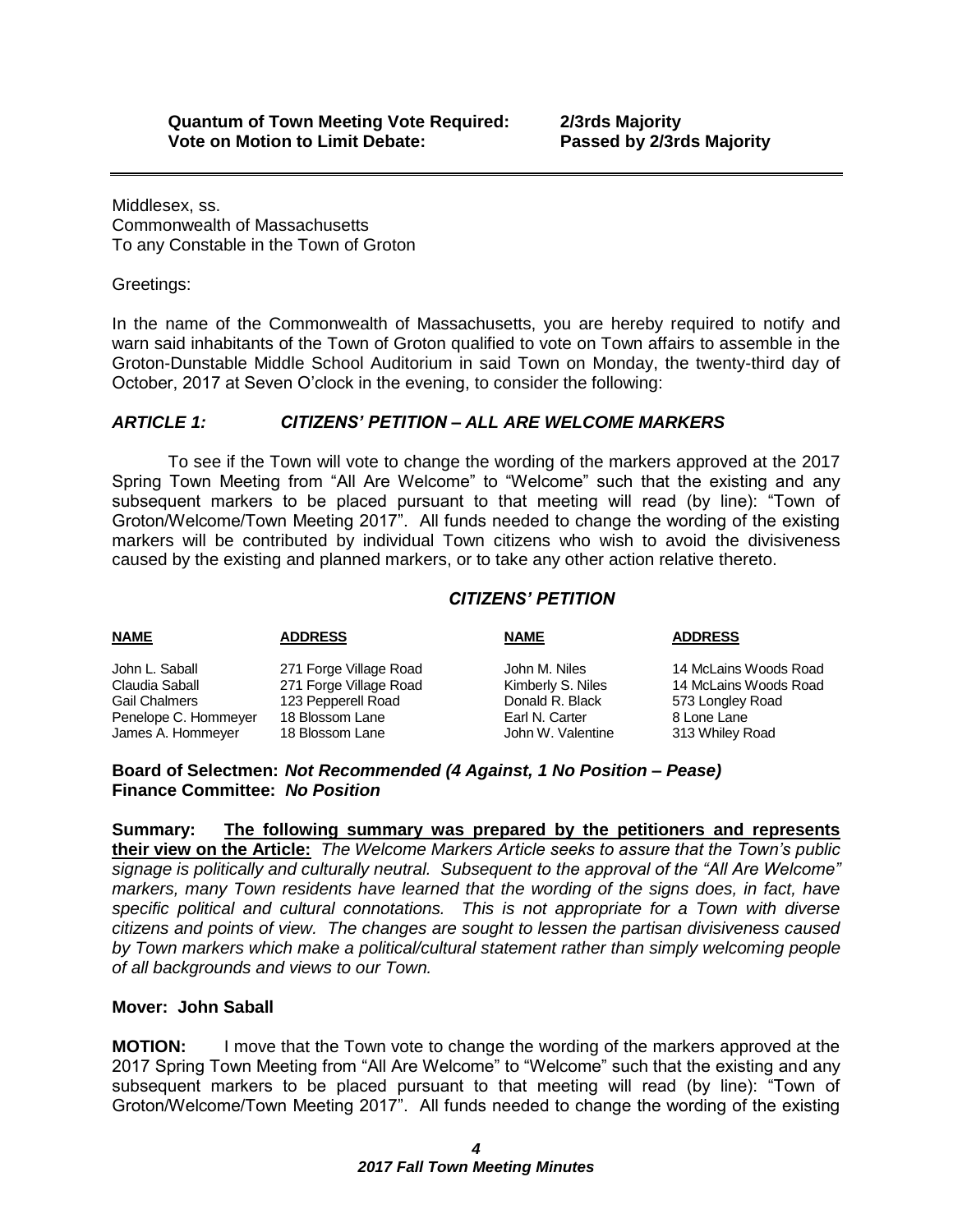**Quantum of Town Meeting Vote Required:** **2/3rds Majority**
**Vote on Motion to Limit Debate:** **Passed by 2/3rds Majority**

---

Middlesex, ss.
Commonwealth of Massachusetts
To any Constable in the Town of Groton

Greetings:

In the name of the Commonwealth of Massachusetts, you are hereby required to notify and warn said inhabitants of the Town of Groton qualified to vote on Town affairs to assemble in the Groton-Dunstable Middle School Auditorium in said Town on Monday, the twenty-third day of October, 2017 at Seven O'clock in the evening, to consider the following:

### *ARTICLE 1: CITIZENS' PETITION – ALL ARE WELCOME MARKERS*

To see if the Town will vote to change the wording of the markers approved at the 2017 Spring Town Meeting from "All Are Welcome" to "Welcome" such that the existing and any subsequent markers to be placed pursuant to that meeting will read (by line): "Town of Groton/Welcome/Town Meeting 2017". All funds needed to change the wording of the existing markers will be contributed by individual Town citizens who wish to avoid the divisiveness caused by the existing and planned markers, or to take any other action relative thereto.

***CITIZENS' PETITION***

| NAME | ADDRESS | NAME | ADDRESS |
|---|---|---|---|
| John L. Saball | 271 Forge Village Road | John M. Niles | 14 McLains Woods Road |
| Claudia Saball | 271 Forge Village Road | Kimberly S. Niles | 14 McLains Woods Road |
| Gail Chalmers | 123 Pepperell Road | Donald R. Black | 573 Longley Road |
| Penelope C. Hommeyer | 18 Blossom Lane | Earl N. Carter | 8 Lone Lane |
| James A. Hommeyer | 18 Blossom Lane | John W. Valentine | 313 Whiley Road |

**Board of Selectmen: *Not Recommended (4 Against, 1 No Position – Pease)***
**Finance Committee: *No Position***

**Summary: The following summary was prepared by the petitioners and represents their view on the Article:** *The Welcome Markers Article seeks to assure that the Town's public signage is politically and culturally neutral. Subsequent to the approval of the "All Are Welcome" markers, many Town residents have learned that the wording of the signs does, in fact, have specific political and cultural connotations. This is not appropriate for a Town with diverse citizens and points of view. The changes are sought to lessen the partisan divisiveness caused by Town markers which make a political/cultural statement rather than simply welcoming people of all backgrounds and views to our Town.*

**Mover: John Saball**

**MOTION:** I move that the Town vote to change the wording of the markers approved at the 2017 Spring Town Meeting from "All Are Welcome" to "Welcome" such that the existing and any subsequent markers to be placed pursuant to that meeting will read (by line): "Town of Groton/Welcome/Town Meeting 2017". All funds needed to change the wording of the existing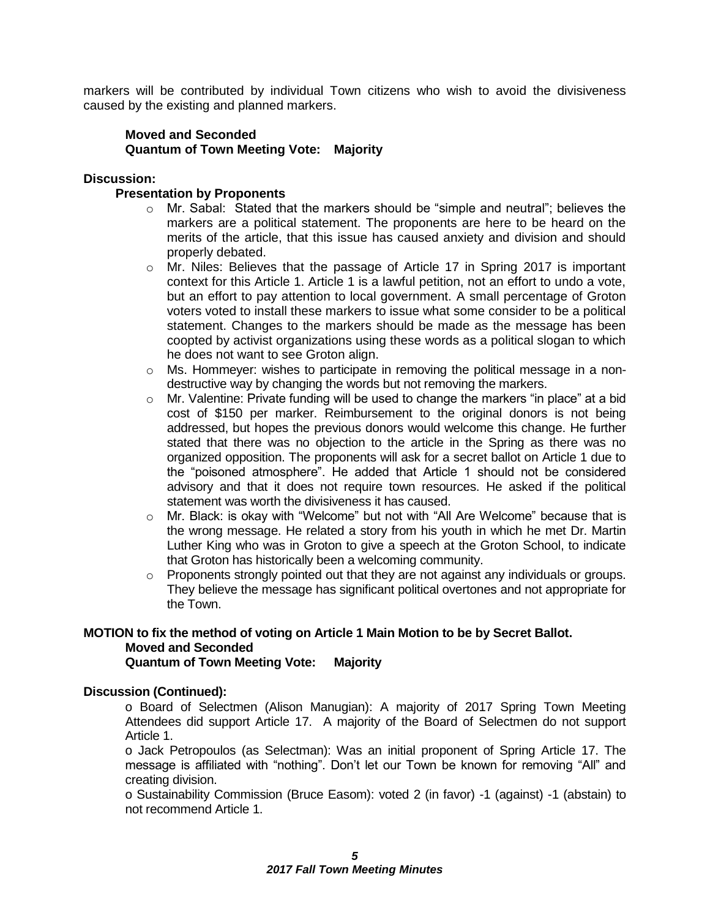markers will be contributed by individual Town citizens who wish to avoid the divisiveness caused by the existing and planned markers.

**Moved and Seconded**
**Quantum of Town Meeting Vote: Majority**

**Discussion:**

**Presentation by Proponents**

- Mr. Sabal: Stated that the markers should be "simple and neutral"; believes the markers are a political statement. The proponents are here to be heard on the merits of the article, that this issue has caused anxiety and division and should properly debated.
- Mr. Niles: Believes that the passage of Article 17 in Spring 2017 is important context for this Article 1. Article 1 is a lawful petition, not an effort to undo a vote, but an effort to pay attention to local government. A small percentage of Groton voters voted to install these markers to issue what some consider to be a political statement. Changes to the markers should be made as the message has been coopted by activist organizations using these words as a political slogan to which he does not want to see Groton align.
- Ms. Hommeyer: wishes to participate in removing the political message in a non-destructive way by changing the words but not removing the markers.
- Mr. Valentine: Private funding will be used to change the markers "in place" at a bid cost of $150 per marker. Reimbursement to the original donors is not being addressed, but hopes the previous donors would welcome this change. He further stated that there was no objection to the article in the Spring as there was no organized opposition. The proponents will ask for a secret ballot on Article 1 due to the "poisoned atmosphere". He added that Article 1 should not be considered advisory and that it does not require town resources. He asked if the political statement was worth the divisiveness it has caused.
- Mr. Black: is okay with "Welcome" but not with "All Are Welcome" because that is the wrong message. He related a story from his youth in which he met Dr. Martin Luther King who was in Groton to give a speech at the Groton School, to indicate that Groton has historically been a welcoming community.
- Proponents strongly pointed out that they are not against any individuals or groups. They believe the message has significant political overtones and not appropriate for the Town.

**MOTION to fix the method of voting on Article 1 Main Motion to be by Secret Ballot.**
**Moved and Seconded**
**Quantum of Town Meeting Vote: Majority**

**Discussion (Continued):**

o Board of Selectmen (Alison Manugian): A majority of 2017 Spring Town Meeting Attendees did support Article 17. A majority of the Board of Selectmen do not support Article 1.

o Jack Petropoulos (as Selectman): Was an initial proponent of Spring Article 17. The message is affiliated with "nothing". Don't let our Town be known for removing "All" and creating division.

o Sustainability Commission (Bruce Easom): voted 2 (in favor) -1 (against) -1 (abstain) to not recommend Article 1.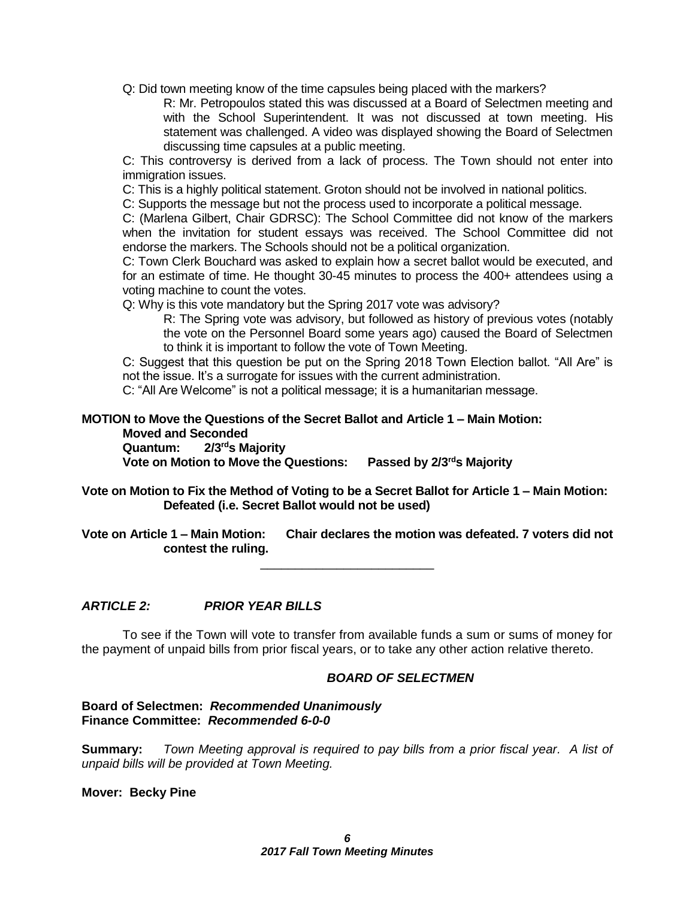Q: Did town meeting know of the time capsules being placed with the markers?

> R: Mr. Petropoulos stated this was discussed at a Board of Selectmen meeting and with the School Superintendent. It was not discussed at town meeting. His statement was challenged. A video was displayed showing the Board of Selectmen discussing time capsules at a public meeting.

C: This controversy is derived from a lack of process. The Town should not enter into immigration issues.

C: This is a highly political statement. Groton should not be involved in national politics.

C: Supports the message but not the process used to incorporate a political message.

C: (Marlena Gilbert, Chair GDRSC): The School Committee did not know of the markers when the invitation for student essays was received. The School Committee did not endorse the markers. The Schools should not be a political organization.

C: Town Clerk Bouchard was asked to explain how a secret ballot would be executed, and for an estimate of time. He thought 30-45 minutes to process the 400+ attendees using a voting machine to count the votes.

Q: Why is this vote mandatory but the Spring 2017 vote was advisory?

> R: The Spring vote was advisory, but followed as history of previous votes (notably the vote on the Personnel Board some years ago) caused the Board of Selectmen to think it is important to follow the vote of Town Meeting.

C: Suggest that this question be put on the Spring 2018 Town Election ballot. "All Are" is not the issue. It's a surrogate for issues with the current administration.

C: "All Are Welcome" is not a political message; it is a humanitarian message.

**MOTION to Move the Questions of the Secret Ballot and Article 1 – Main Motion:**
**Moved and Seconded**
**Quantum: 2/3rds Majority**
**Vote on Motion to Move the Questions: Passed by 2/3rds Majority**

**Vote on Motion to Fix the Method of Voting to be a Secret Ballot for Article 1 – Main Motion: Defeated (i.e. Secret Ballot would not be used)**

**Vote on Article 1 – Main Motion: Chair declares the motion was defeated. 7 voters did not contest the ruling.**

---

### *ARTICLE 2: PRIOR YEAR BILLS*

To see if the Town will vote to transfer from available funds a sum or sums of money for the payment of unpaid bills from prior fiscal years, or to take any other action relative thereto.

***BOARD OF SELECTMEN***

**Board of Selectmen:** ***Recommended Unanimously***
**Finance Committee:** ***Recommended 6-0-0***

**Summary:** *Town Meeting approval is required to pay bills from a prior fiscal year. A list of unpaid bills will be provided at Town Meeting.*

**Mover: Becky Pine**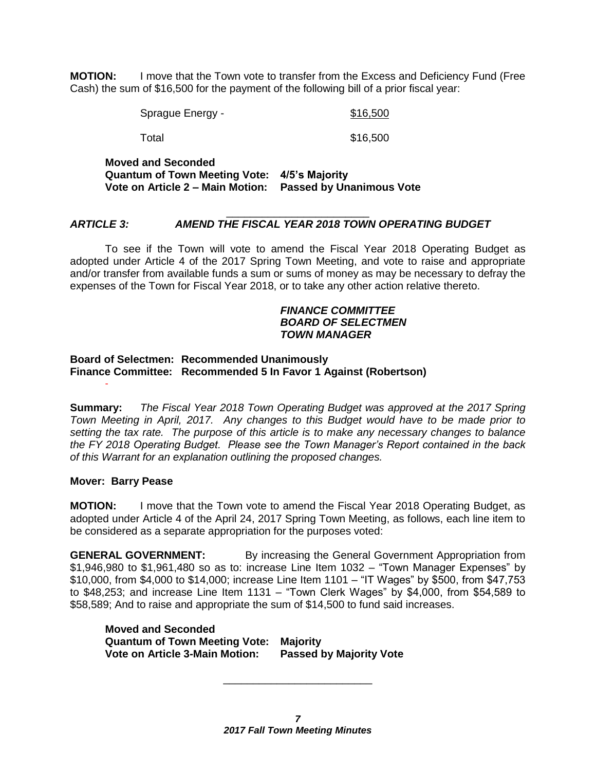**MOTION:** I move that the Town vote to transfer from the Excess and Deficiency Fund (Free Cash) the sum of $16,500 for the payment of the following bill of a prior fiscal year:

| | |
|---|---|
| Sprague Energy - | $16,500 |
| Total | $16,500 |

**Moved and Seconded**
**Quantum of Town Meeting Vote: 4/5's Majority**
**Vote on Article 2 – Main Motion: Passed by Unanimous Vote**

---

### *ARTICLE 3: AMEND THE FISCAL YEAR 2018 TOWN OPERATING BUDGET*

To see if the Town will vote to amend the Fiscal Year 2018 Operating Budget as adopted under Article 4 of the 2017 Spring Town Meeting, and vote to raise and appropriate and/or transfer from available funds a sum or sums of money as may be necessary to defray the expenses of the Town for Fiscal Year 2018, or to take any other action relative thereto.

***FINANCE COMMITTEE***
***BOARD OF SELECTMEN***
***TOWN MANAGER***

**Board of Selectmen: Recommended Unanimously**
**Finance Committee: Recommended 5 In Favor 1 Against (Robertson)**

**Summary:** *The Fiscal Year 2018 Town Operating Budget was approved at the 2017 Spring Town Meeting in April, 2017. Any changes to this Budget would have to be made prior to setting the tax rate. The purpose of this article is to make any necessary changes to balance the FY 2018 Operating Budget. Please see the Town Manager's Report contained in the back of this Warrant for an explanation outlining the proposed changes.*

**Mover: Barry Pease**

**MOTION:** I move that the Town vote to amend the Fiscal Year 2018 Operating Budget, as adopted under Article 4 of the April 24, 2017 Spring Town Meeting, as follows, each line item to be considered as a separate appropriation for the purposes voted:

**GENERAL GOVERNMENT:** By increasing the General Government Appropriation from $1,946,980 to $1,961,480 so as to: increase Line Item 1032 – "Town Manager Expenses" by $10,000, from $4,000 to $14,000; increase Line Item 1101 – "IT Wages" by $500, from $47,753 to $48,253; and increase Line Item 1131 – "Town Clerk Wages" by $4,000, from $54,589 to $58,589; And to raise and appropriate the sum of $14,500 to fund said increases.

**Moved and Seconded**
**Quantum of Town Meeting Vote: Majority**
**Vote on Article 3-Main Motion: Passed by Majority Vote**

---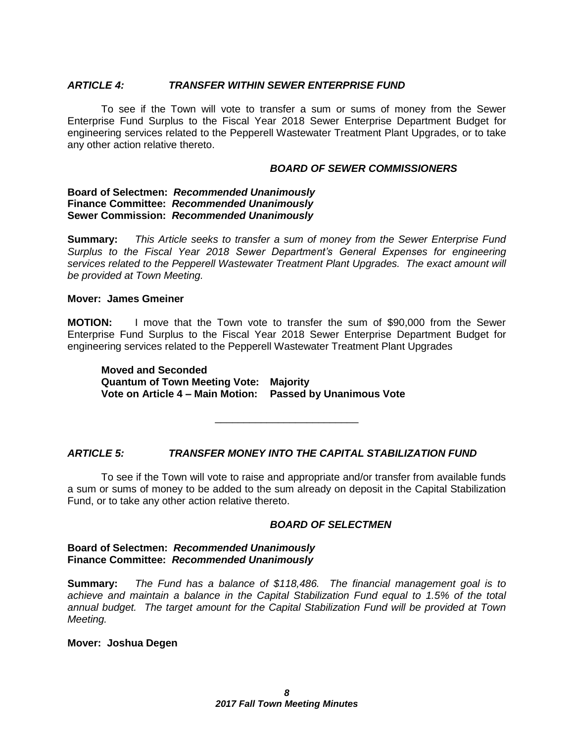### *ARTICLE 4: TRANSFER WITHIN SEWER ENTERPRISE FUND*

To see if the Town will vote to transfer a sum or sums of money from the Sewer Enterprise Fund Surplus to the Fiscal Year 2018 Sewer Enterprise Department Budget for engineering services related to the Pepperell Wastewater Treatment Plant Upgrades, or to take any other action relative thereto.

***BOARD OF SEWER COMMISSIONERS***

**Board of Selectmen:** ***Recommended Unanimously***
**Finance Committee:** ***Recommended Unanimously***
**Sewer Commission:** ***Recommended Unanimously***

**Summary:** *This Article seeks to transfer a sum of money from the Sewer Enterprise Fund Surplus to the Fiscal Year 2018 Sewer Department's General Expenses for engineering services related to the Pepperell Wastewater Treatment Plant Upgrades. The exact amount will be provided at Town Meeting.*

**Mover: James Gmeiner**

**MOTION:** I move that the Town vote to transfer the sum of $90,000 from the Sewer Enterprise Fund Surplus to the Fiscal Year 2018 Sewer Enterprise Department Budget for engineering services related to the Pepperell Wastewater Treatment Plant Upgrades

**Moved and Seconded**
**Quantum of Town Meeting Vote: Majority**
**Vote on Article 4 – Main Motion: Passed by Unanimous Vote**

---

### *ARTICLE 5: TRANSFER MONEY INTO THE CAPITAL STABILIZATION FUND*

To see if the Town will vote to raise and appropriate and/or transfer from available funds a sum or sums of money to be added to the sum already on deposit in the Capital Stabilization Fund, or to take any other action relative thereto.

***BOARD OF SELECTMEN***

**Board of Selectmen:** ***Recommended Unanimously***
**Finance Committee:** ***Recommended Unanimously***

**Summary:** *The Fund has a balance of $118,486. The financial management goal is to achieve and maintain a balance in the Capital Stabilization Fund equal to 1.5% of the total annual budget. The target amount for the Capital Stabilization Fund will be provided at Town Meeting.*

**Mover: Joshua Degen**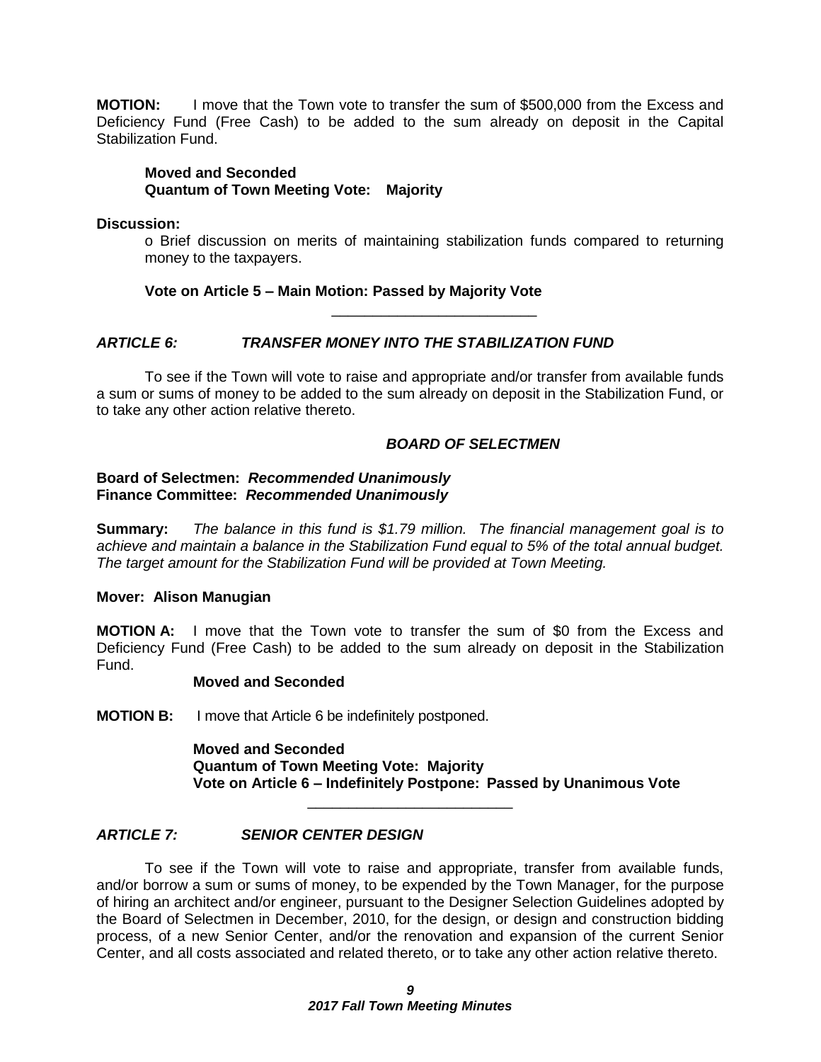**MOTION:** I move that the Town vote to transfer the sum of $500,000 from the Excess and Deficiency Fund (Free Cash) to be added to the sum already on deposit in the Capital Stabilization Fund.

**Moved and Seconded**
**Quantum of Town Meeting Vote: Majority**

**Discussion:**

o Brief discussion on merits of maintaining stabilization funds compared to returning money to the taxpayers.

**Vote on Article 5 – Main Motion: Passed by Majority Vote**

---

## *ARTICLE 6: TRANSFER MONEY INTO THE STABILIZATION FUND*

To see if the Town will vote to raise and appropriate and/or transfer from available funds a sum or sums of money to be added to the sum already on deposit in the Stabilization Fund, or to take any other action relative thereto.

***BOARD OF SELECTMEN***

**Board of Selectmen:** ***Recommended Unanimously***
**Finance Committee:** ***Recommended Unanimously***

**Summary:** *The balance in this fund is $1.79 million. The financial management goal is to achieve and maintain a balance in the Stabilization Fund equal to 5% of the total annual budget. The target amount for the Stabilization Fund will be provided at Town Meeting.*

**Mover: Alison Manugian**

**MOTION A:** I move that the Town vote to transfer the sum of $0 from the Excess and Deficiency Fund (Free Cash) to be added to the sum already on deposit in the Stabilization Fund.

**Moved and Seconded**

**MOTION B:** I move that Article 6 be indefinitely postponed.

**Moved and Seconded**
**Quantum of Town Meeting Vote: Majority**
**Vote on Article 6 – Indefinitely Postpone: Passed by Unanimous Vote**

---

## *ARTICLE 7: SENIOR CENTER DESIGN*

To see if the Town will vote to raise and appropriate, transfer from available funds, and/or borrow a sum or sums of money, to be expended by the Town Manager, for the purpose of hiring an architect and/or engineer, pursuant to the Designer Selection Guidelines adopted by the Board of Selectmen in December, 2010, for the design, or design and construction bidding process, of a new Senior Center, and/or the renovation and expansion of the current Senior Center, and all costs associated and related thereto, or to take any other action relative thereto.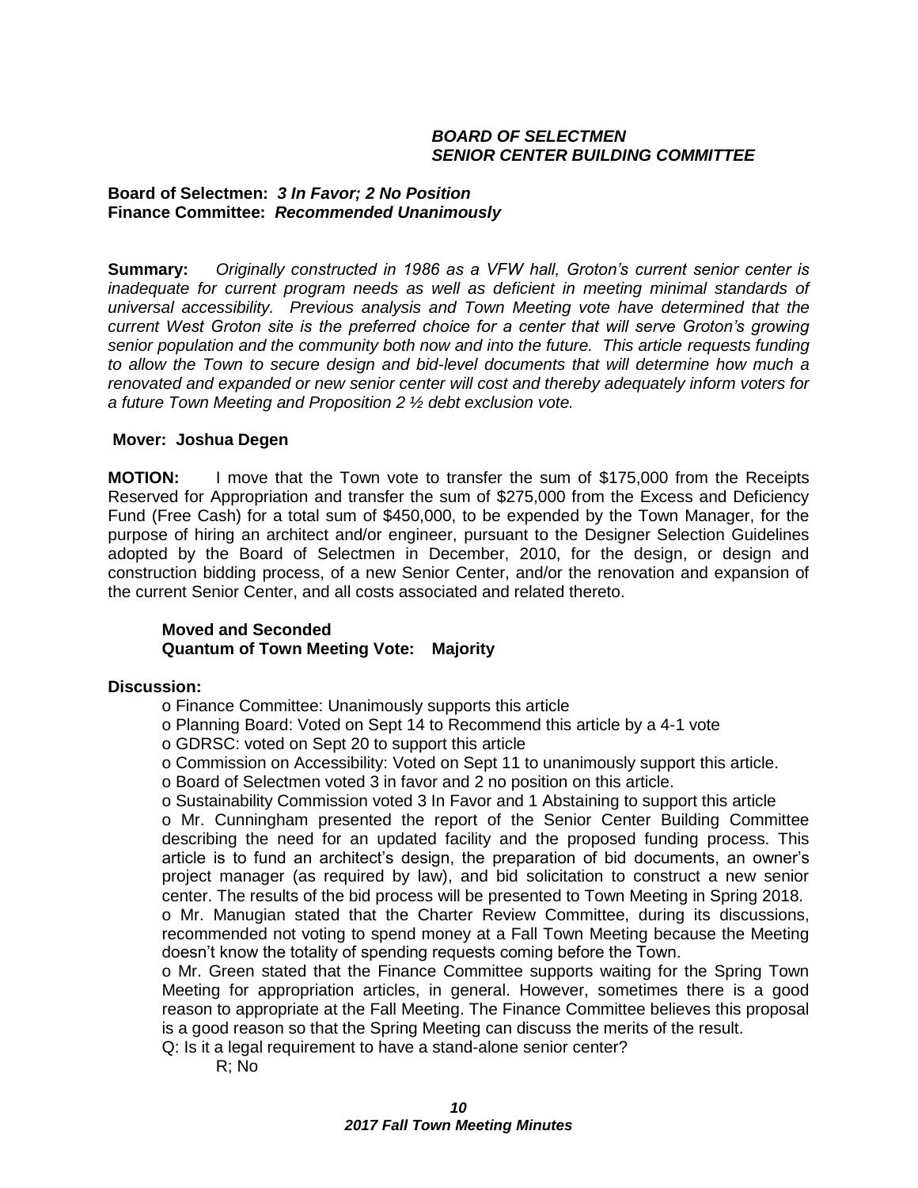***BOARD OF SELECTMEN***
***SENIOR CENTER BUILDING COMMITTEE***

**Board of Selectmen:** ***3 In Favor; 2 No Position***
**Finance Committee:** ***Recommended Unanimously***

**Summary:** *Originally constructed in 1986 as a VFW hall, Groton's current senior center is inadequate for current program needs as well as deficient in meeting minimal standards of universal accessibility. Previous analysis and Town Meeting vote have determined that the current West Groton site is the preferred choice for a center that will serve Groton's growing senior population and the community both now and into the future. This article requests funding to allow the Town to secure design and bid-level documents that will determine how much a renovated and expanded or new senior center will cost and thereby adequately inform voters for a future Town Meeting and Proposition 2 ½ debt exclusion vote.*

**Mover: Joshua Degen**

**MOTION:** I move that the Town vote to transfer the sum of $175,000 from the Receipts Reserved for Appropriation and transfer the sum of $275,000 from the Excess and Deficiency Fund (Free Cash) for a total sum of $450,000, to be expended by the Town Manager, for the purpose of hiring an architect and/or engineer, pursuant to the Designer Selection Guidelines adopted by the Board of Selectmen in December, 2010, for the design, or design and construction bidding process, of a new Senior Center, and/or the renovation and expansion of the current Senior Center, and all costs associated and related thereto.

**Moved and Seconded**
**Quantum of Town Meeting Vote: Majority**

**Discussion:**

- Finance Committee: Unanimously supports this article
- Planning Board: Voted on Sept 14 to Recommend this article by a 4-1 vote
- GDRSC: voted on Sept 20 to support this article
- Commission on Accessibility: Voted on Sept 11 to unanimously support this article.
- Board of Selectmen voted 3 in favor and 2 no position on this article.
- Sustainability Commission voted 3 In Favor and 1 Abstaining to support this article
- Mr. Cunningham presented the report of the Senior Center Building Committee describing the need for an updated facility and the proposed funding process. This article is to fund an architect's design, the preparation of bid documents, an owner's project manager (as required by law), and bid solicitation to construct a new senior center. The results of the bid process will be presented to Town Meeting in Spring 2018.
- Mr. Manugian stated that the Charter Review Committee, during its discussions, recommended not voting to spend money at a Fall Town Meeting because the Meeting doesn't know the totality of spending requests coming before the Town.
- Mr. Green stated that the Finance Committee supports waiting for the Spring Town Meeting for appropriation articles, in general. However, sometimes there is a good reason to appropriate at the Fall Meeting. The Finance Committee believes this proposal is a good reason so that the Spring Meeting can discuss the merits of the result.

Q: Is it a legal requirement to have a stand-alone senior center?

R; No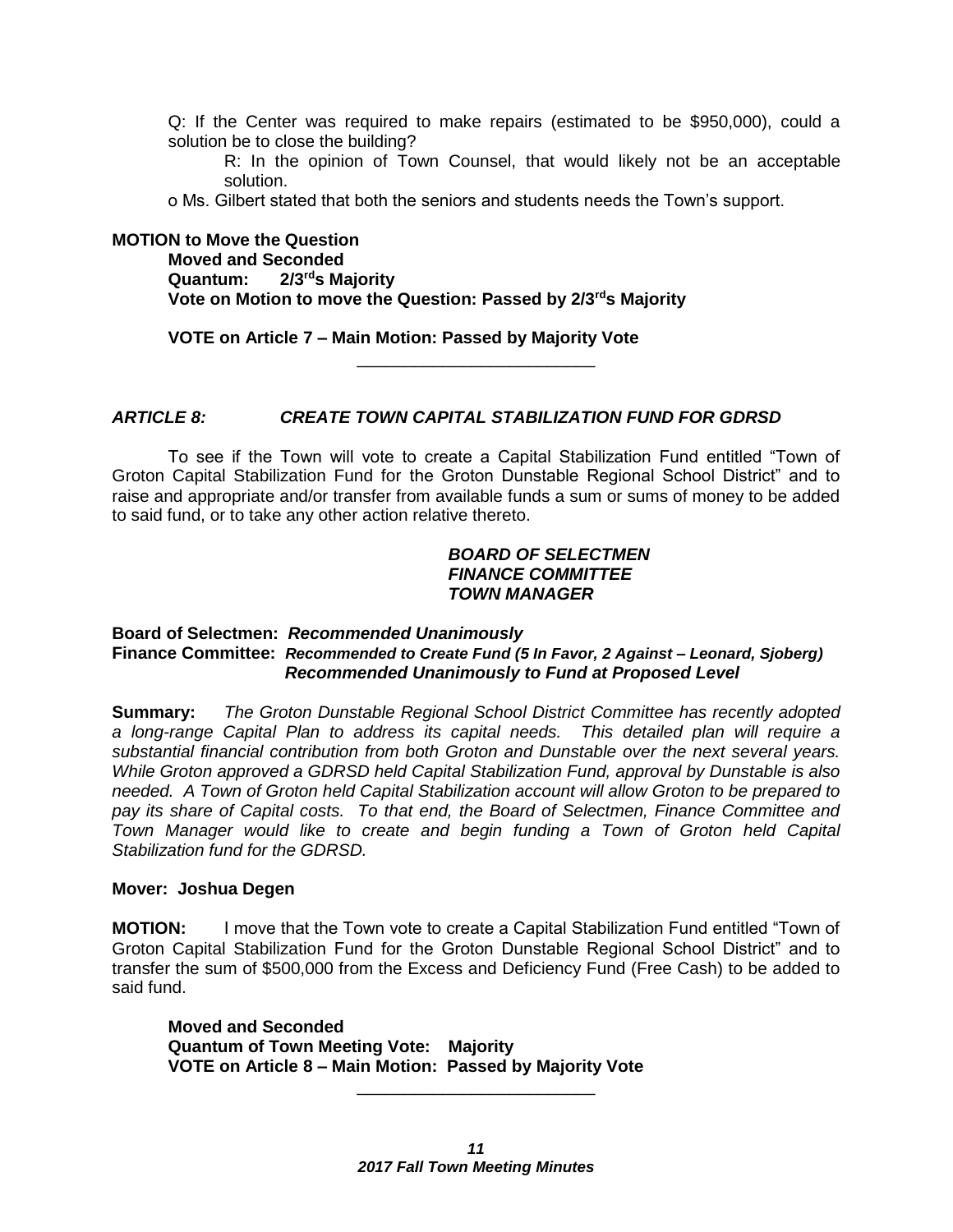Q: If the Center was required to make repairs (estimated to be $950,000), could a solution be to close the building?

R: In the opinion of Town Counsel, that would likely not be an acceptable solution.

o Ms. Gilbert stated that both the seniors and students needs the Town's support.

**MOTION to Move the Question**

**Moved and Seconded**
**Quantum: 2/3rds Majority**
**Vote on Motion to move the Question: Passed by 2/3rds Majority**

**VOTE on Article 7 – Main Motion: Passed by Majority Vote**

---

### *ARTICLE 8: CREATE TOWN CAPITAL STABILIZATION FUND FOR GDRSD*

To see if the Town will vote to create a Capital Stabilization Fund entitled "Town of Groton Capital Stabilization Fund for the Groton Dunstable Regional School District" and to raise and appropriate and/or transfer from available funds a sum or sums of money to be added to said fund, or to take any other action relative thereto.

***BOARD OF SELECTMEN***
***FINANCE COMMITTEE***
***TOWN MANAGER***

**Board of Selectmen:** ***Recommended Unanimously***
**Finance Committee:** ***Recommended to Create Fund (5 In Favor, 2 Against – Leonard, Sjoberg)***
***Recommended Unanimously to Fund at Proposed Level***

**Summary:** *The Groton Dunstable Regional School District Committee has recently adopted a long-range Capital Plan to address its capital needs. This detailed plan will require a substantial financial contribution from both Groton and Dunstable over the next several years. While Groton approved a GDRSD held Capital Stabilization Fund, approval by Dunstable is also needed. A Town of Groton held Capital Stabilization account will allow Groton to be prepared to pay its share of Capital costs. To that end, the Board of Selectmen, Finance Committee and Town Manager would like to create and begin funding a Town of Groton held Capital Stabilization fund for the GDRSD.*

**Mover: Joshua Degen**

**MOTION:** I move that the Town vote to create a Capital Stabilization Fund entitled "Town of Groton Capital Stabilization Fund for the Groton Dunstable Regional School District" and to transfer the sum of $500,000 from the Excess and Deficiency Fund (Free Cash) to be added to said fund.

**Moved and Seconded**
**Quantum of Town Meeting Vote: Majority**
**VOTE on Article 8 – Main Motion: Passed by Majority Vote**

---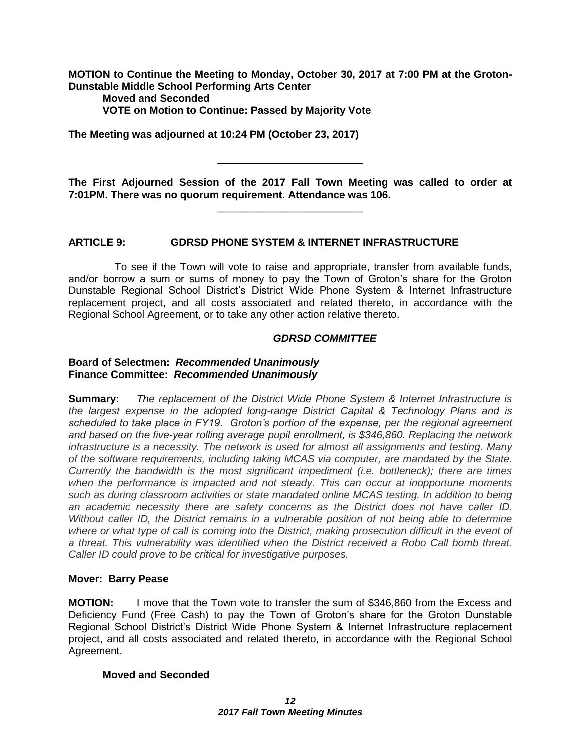**MOTION to Continue the Meeting to Monday, October 30, 2017 at 7:00 PM at the Groton-Dunstable Middle School Performing Arts Center**

**Moved and Seconded**

**VOTE on Motion to Continue: Passed by Majority Vote**

**The Meeting was adjourned at 10:24 PM (October 23, 2017)**

---

**The First Adjourned Session of the 2017 Fall Town Meeting was called to order at 7:01PM. There was no quorum requirement. Attendance was 106.**

---

## ARTICLE 9: GDRSD PHONE SYSTEM & INTERNET INFRASTRUCTURE

To see if the Town will vote to raise and appropriate, transfer from available funds, and/or borrow a sum or sums of money to pay the Town of Groton's share for the Groton Dunstable Regional School District's District Wide Phone System & Internet Infrastructure replacement project, and all costs associated and related thereto, in accordance with the Regional School Agreement, or to take any other action relative thereto.

***GDRSD COMMITTEE***

**Board of Selectmen:** ***Recommended Unanimously***
**Finance Committee:** ***Recommended Unanimously***

**Summary:** *The replacement of the District Wide Phone System & Internet Infrastructure is the largest expense in the adopted long-range District Capital & Technology Plans and is scheduled to take place in FY19. Groton's portion of the expense, per the regional agreement and based on the five-year rolling average pupil enrollment, is $346,860. Replacing the network infrastructure is a necessity. The network is used for almost all assignments and testing. Many of the software requirements, including taking MCAS via computer, are mandated by the State. Currently the bandwidth is the most significant impediment (i.e. bottleneck); there are times when the performance is impacted and not steady. This can occur at inopportune moments such as during classroom activities or state mandated online MCAS testing. In addition to being an academic necessity there are safety concerns as the District does not have caller ID. Without caller ID, the District remains in a vulnerable position of not being able to determine where or what type of call is coming into the District, making prosecution difficult in the event of a threat. This vulnerability was identified when the District received a Robo Call bomb threat. Caller ID could prove to be critical for investigative purposes.*

**Mover: Barry Pease**

**MOTION:** I move that the Town vote to transfer the sum of $346,860 from the Excess and Deficiency Fund (Free Cash) to pay the Town of Groton's share for the Groton Dunstable Regional School District's District Wide Phone System & Internet Infrastructure replacement project, and all costs associated and related thereto, in accordance with the Regional School Agreement.

**Moved and Seconded**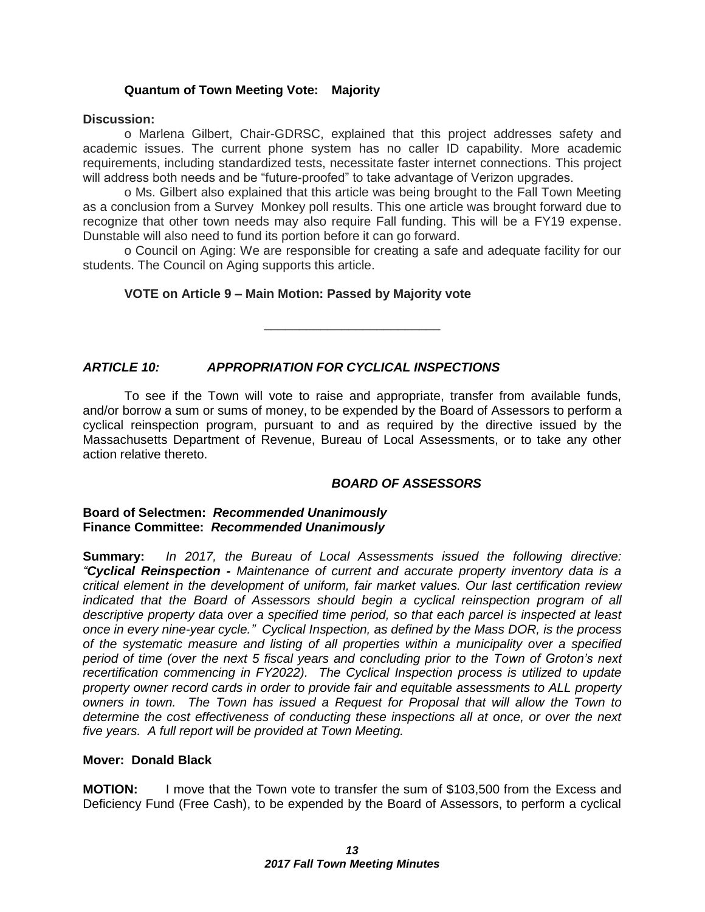**Quantum of Town Meeting Vote: Majority**

**Discussion:**

o Marlena Gilbert, Chair-GDRSC, explained that this project addresses safety and academic issues. The current phone system has no caller ID capability. More academic requirements, including standardized tests, necessitate faster internet connections. This project will address both needs and be "future-proofed" to take advantage of Verizon upgrades.

o Ms. Gilbert also explained that this article was being brought to the Fall Town Meeting as a conclusion from a Survey Monkey poll results. This one article was brought forward due to recognize that other town needs may also require Fall funding. This will be a FY19 expense. Dunstable will also need to fund its portion before it can go forward.

o Council on Aging: We are responsible for creating a safe and adequate facility for our students. The Council on Aging supports this article.

**VOTE on Article 9 – Main Motion: Passed by Majority vote**

---

***ARTICLE 10: APPROPRIATION FOR CYCLICAL INSPECTIONS***

To see if the Town will vote to raise and appropriate, transfer from available funds, and/or borrow a sum or sums of money, to be expended by the Board of Assessors to perform a cyclical reinspection program, pursuant to and as required by the directive issued by the Massachusetts Department of Revenue, Bureau of Local Assessments, or to take any other action relative thereto.

***BOARD OF ASSESSORS***

**Board of Selectmen:** ***Recommended Unanimously***
**Finance Committee:** ***Recommended Unanimously***

**Summary:** *In 2017, the Bureau of Local Assessments issued the following directive: "**Cyclical Reinspection -** Maintenance of current and accurate property inventory data is a critical element in the development of uniform, fair market values. Our last certification review indicated that the Board of Assessors should begin a cyclical reinspection program of all descriptive property data over a specified time period, so that each parcel is inspected at least once in every nine-year cycle." Cyclical Inspection, as defined by the Mass DOR, is the process of the systematic measure and listing of all properties within a municipality over a specified period of time (over the next 5 fiscal years and concluding prior to the Town of Groton's next recertification commencing in FY2022). The Cyclical Inspection process is utilized to update property owner record cards in order to provide fair and equitable assessments to ALL property owners in town. The Town has issued a Request for Proposal that will allow the Town to determine the cost effectiveness of conducting these inspections all at once, or over the next five years. A full report will be provided at Town Meeting.*

**Mover: Donald Black**

**MOTION:** I move that the Town vote to transfer the sum of $103,500 from the Excess and Deficiency Fund (Free Cash), to be expended by the Board of Assessors, to perform a cyclical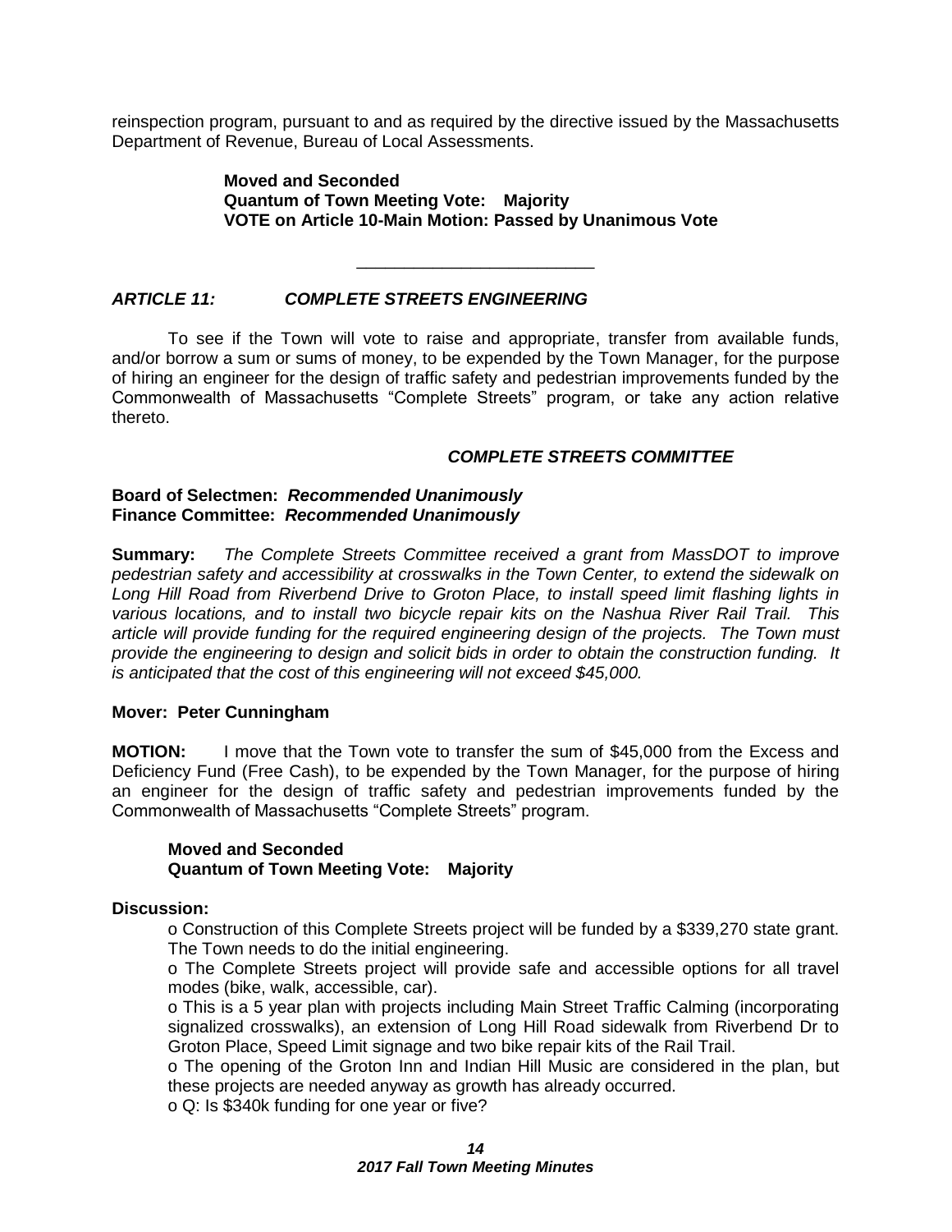reinspection program, pursuant to and as required by the directive issued by the Massachusetts Department of Revenue, Bureau of Local Assessments.

**Moved and Seconded**
**Quantum of Town Meeting Vote: Majority**
**VOTE on Article 10-Main Motion: Passed by Unanimous Vote**

---

### *ARTICLE 11: COMPLETE STREETS ENGINEERING*

To see if the Town will vote to raise and appropriate, transfer from available funds, and/or borrow a sum or sums of money, to be expended by the Town Manager, for the purpose of hiring an engineer for the design of traffic safety and pedestrian improvements funded by the Commonwealth of Massachusetts "Complete Streets" program, or take any action relative thereto.

***COMPLETE STREETS COMMITTEE***

**Board of Selectmen:** ***Recommended Unanimously***
**Finance Committee:** ***Recommended Unanimously***

**Summary:** *The Complete Streets Committee received a grant from MassDOT to improve pedestrian safety and accessibility at crosswalks in the Town Center, to extend the sidewalk on Long Hill Road from Riverbend Drive to Groton Place, to install speed limit flashing lights in various locations, and to install two bicycle repair kits on the Nashua River Rail Trail. This article will provide funding for the required engineering design of the projects. The Town must provide the engineering to design and solicit bids in order to obtain the construction funding. It is anticipated that the cost of this engineering will not exceed $45,000.*

**Mover: Peter Cunningham**

**MOTION:** I move that the Town vote to transfer the sum of $45,000 from the Excess and Deficiency Fund (Free Cash), to be expended by the Town Manager, for the purpose of hiring an engineer for the design of traffic safety and pedestrian improvements funded by the Commonwealth of Massachusetts "Complete Streets" program.

**Moved and Seconded**
**Quantum of Town Meeting Vote: Majority**

**Discussion:**

- Construction of this Complete Streets project will be funded by a $339,270 state grant. The Town needs to do the initial engineering.
- The Complete Streets project will provide safe and accessible options for all travel modes (bike, walk, accessible, car).
- This is a 5 year plan with projects including Main Street Traffic Calming (incorporating signalized crosswalks), an extension of Long Hill Road sidewalk from Riverbend Dr to Groton Place, Speed Limit signage and two bike repair kits of the Rail Trail.
- The opening of the Groton Inn and Indian Hill Music are considered in the plan, but these projects are needed anyway as growth has already occurred.
- Q: Is $340k funding for one year or five?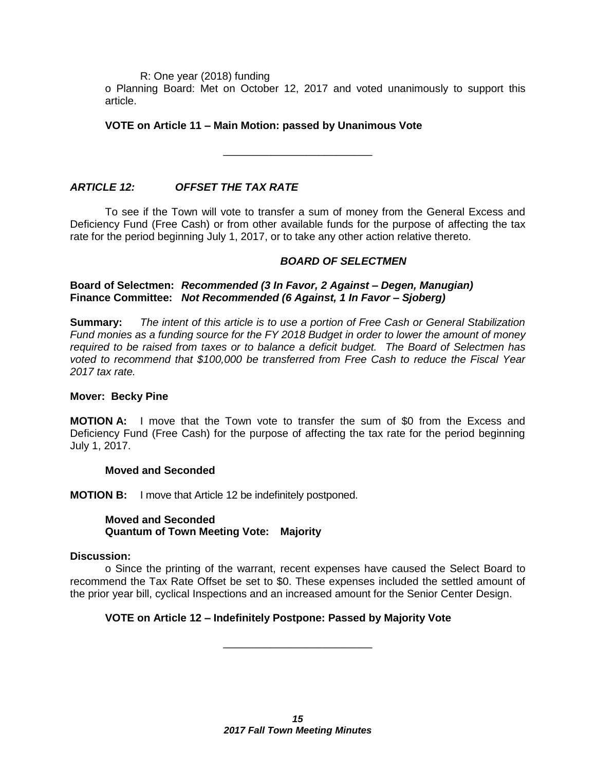R: One year (2018) funding

o Planning Board: Met on October 12, 2017 and voted unanimously to support this article.

**VOTE on Article 11 – Main Motion: passed by Unanimous Vote**

---

***ARTICLE 12: OFFSET THE TAX RATE***

To see if the Town will vote to transfer a sum of money from the General Excess and Deficiency Fund (Free Cash) or from other available funds for the purpose of affecting the tax rate for the period beginning July 1, 2017, or to take any other action relative thereto.

***BOARD OF SELECTMEN***

**Board of Selectmen:** ***Recommended (3 In Favor, 2 Against – Degen, Manugian)***
**Finance Committee:** ***Not Recommended (6 Against, 1 In Favor – Sjoberg)***

**Summary:** *The intent of this article is to use a portion of Free Cash or General Stabilization Fund monies as a funding source for the FY 2018 Budget in order to lower the amount of money required to be raised from taxes or to balance a deficit budget. The Board of Selectmen has voted to recommend that $100,000 be transferred from Free Cash to reduce the Fiscal Year 2017 tax rate.*

**Mover: Becky Pine**

**MOTION A:** I move that the Town vote to transfer the sum of $0 from the Excess and Deficiency Fund (Free Cash) for the purpose of affecting the tax rate for the period beginning July 1, 2017.

**Moved and Seconded**

**MOTION B:** I move that Article 12 be indefinitely postponed.

**Moved and Seconded**
**Quantum of Town Meeting Vote: Majority**

**Discussion:**

o Since the printing of the warrant, recent expenses have caused the Select Board to recommend the Tax Rate Offset be set to $0. These expenses included the settled amount of the prior year bill, cyclical Inspections and an increased amount for the Senior Center Design.

**VOTE on Article 12 – Indefinitely Postpone: Passed by Majority Vote**

---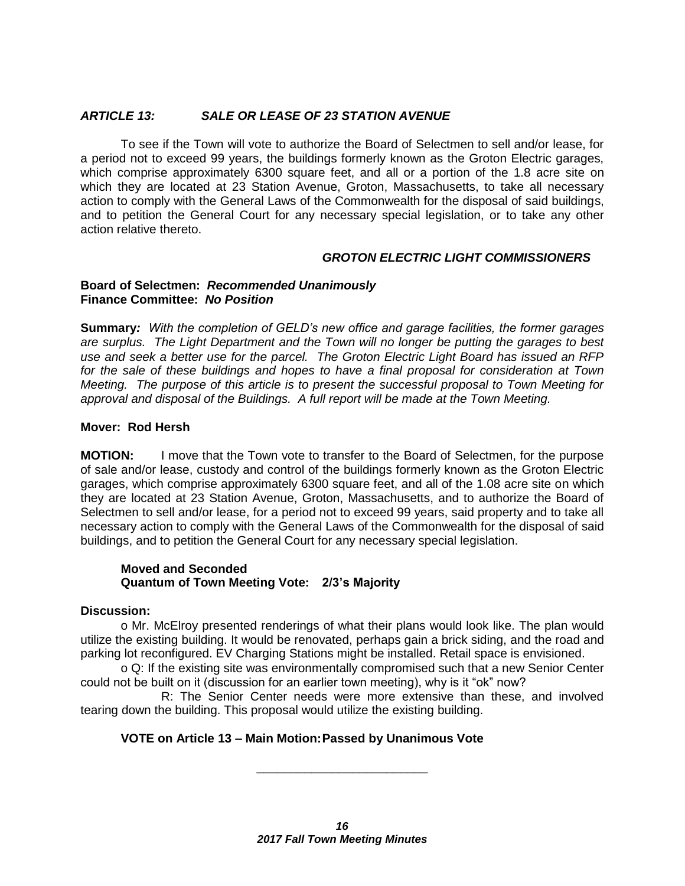## *ARTICLE 13: SALE OR LEASE OF 23 STATION AVENUE*

To see if the Town will vote to authorize the Board of Selectmen to sell and/or lease, for a period not to exceed 99 years, the buildings formerly known as the Groton Electric garages, which comprise approximately 6300 square feet, and all or a portion of the 1.8 acre site on which they are located at 23 Station Avenue, Groton, Massachusetts, to take all necessary action to comply with the General Laws of the Commonwealth for the disposal of said buildings, and to petition the General Court for any necessary special legislation, or to take any other action relative thereto.

***GROTON ELECTRIC LIGHT COMMISSIONERS***

**Board of Selectmen:** ***Recommended Unanimously***
**Finance Committee:** ***No Position***

**Summary***: With the completion of GELD's new office and garage facilities, the former garages are surplus. The Light Department and the Town will no longer be putting the garages to best use and seek a better use for the parcel. The Groton Electric Light Board has issued an RFP for the sale of these buildings and hopes to have a final proposal for consideration at Town Meeting. The purpose of this article is to present the successful proposal to Town Meeting for approval and disposal of the Buildings. A full report will be made at the Town Meeting.*

**Mover: Rod Hersh**

**MOTION:** I move that the Town vote to transfer to the Board of Selectmen, for the purpose of sale and/or lease, custody and control of the buildings formerly known as the Groton Electric garages, which comprise approximately 6300 square feet, and all of the 1.08 acre site on which they are located at 23 Station Avenue, Groton, Massachusetts, and to authorize the Board of Selectmen to sell and/or lease, for a period not to exceed 99 years, said property and to take all necessary action to comply with the General Laws of the Commonwealth for the disposal of said buildings, and to petition the General Court for any necessary special legislation.

**Moved and Seconded**
**Quantum of Town Meeting Vote: 2/3's Majority**

**Discussion:**

o Mr. McElroy presented renderings of what their plans would look like. The plan would utilize the existing building. It would be renovated, perhaps gain a brick siding, and the road and parking lot reconfigured. EV Charging Stations might be installed. Retail space is envisioned.

o Q: If the existing site was environmentally compromised such that a new Senior Center could not be built on it (discussion for an earlier town meeting), why is it "ok" now?

R: The Senior Center needs were more extensive than these, and involved tearing down the building. This proposal would utilize the existing building.

**VOTE on Article 13 – Main Motion: Passed by Unanimous Vote**

---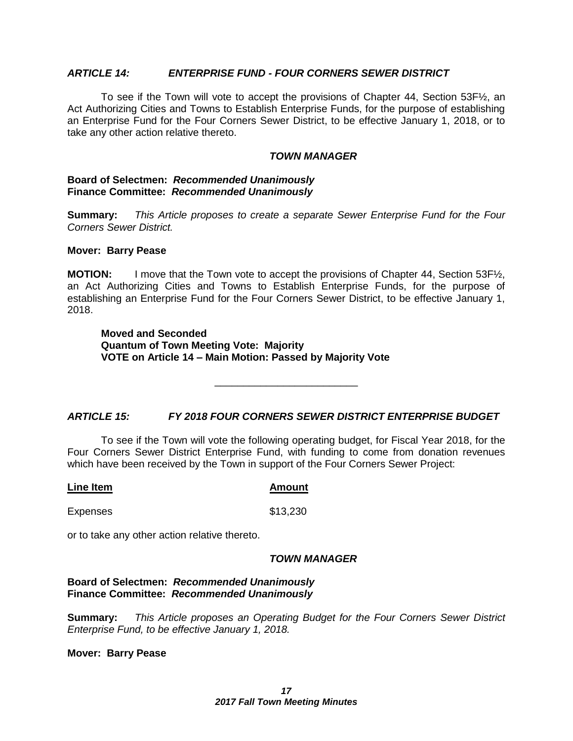### *ARTICLE 14: ENTERPRISE FUND - FOUR CORNERS SEWER DISTRICT*

To see if the Town will vote to accept the provisions of Chapter 44, Section 53F½, an Act Authorizing Cities and Towns to Establish Enterprise Funds, for the purpose of establishing an Enterprise Fund for the Four Corners Sewer District, to be effective January 1, 2018, or to take any other action relative thereto.

***TOWN MANAGER***

**Board of Selectmen: *Recommended Unanimously***
**Finance Committee: *Recommended Unanimously***

**Summary:** *This Article proposes to create a separate Sewer Enterprise Fund for the Four Corners Sewer District.*

**Mover: Barry Pease**

**MOTION:** I move that the Town vote to accept the provisions of Chapter 44, Section 53F½, an Act Authorizing Cities and Towns to Establish Enterprise Funds, for the purpose of establishing an Enterprise Fund for the Four Corners Sewer District, to be effective January 1, 2018.

**Moved and Seconded**
**Quantum of Town Meeting Vote: Majority**
**VOTE on Article 14 – Main Motion: Passed by Majority Vote**

---

### *ARTICLE 15: FY 2018 FOUR CORNERS SEWER DISTRICT ENTERPRISE BUDGET*

To see if the Town will vote the following operating budget, for Fiscal Year 2018, for the Four Corners Sewer District Enterprise Fund, with funding to come from donation revenues which have been received by the Town in support of the Four Corners Sewer Project:

| Line Item | Amount |
|---|---|
| Expenses | $13,230 |

or to take any other action relative thereto.

***TOWN MANAGER***

**Board of Selectmen: *Recommended Unanimously***
**Finance Committee: *Recommended Unanimously***

**Summary:** *This Article proposes an Operating Budget for the Four Corners Sewer District Enterprise Fund, to be effective January 1, 2018.*

**Mover: Barry Pease**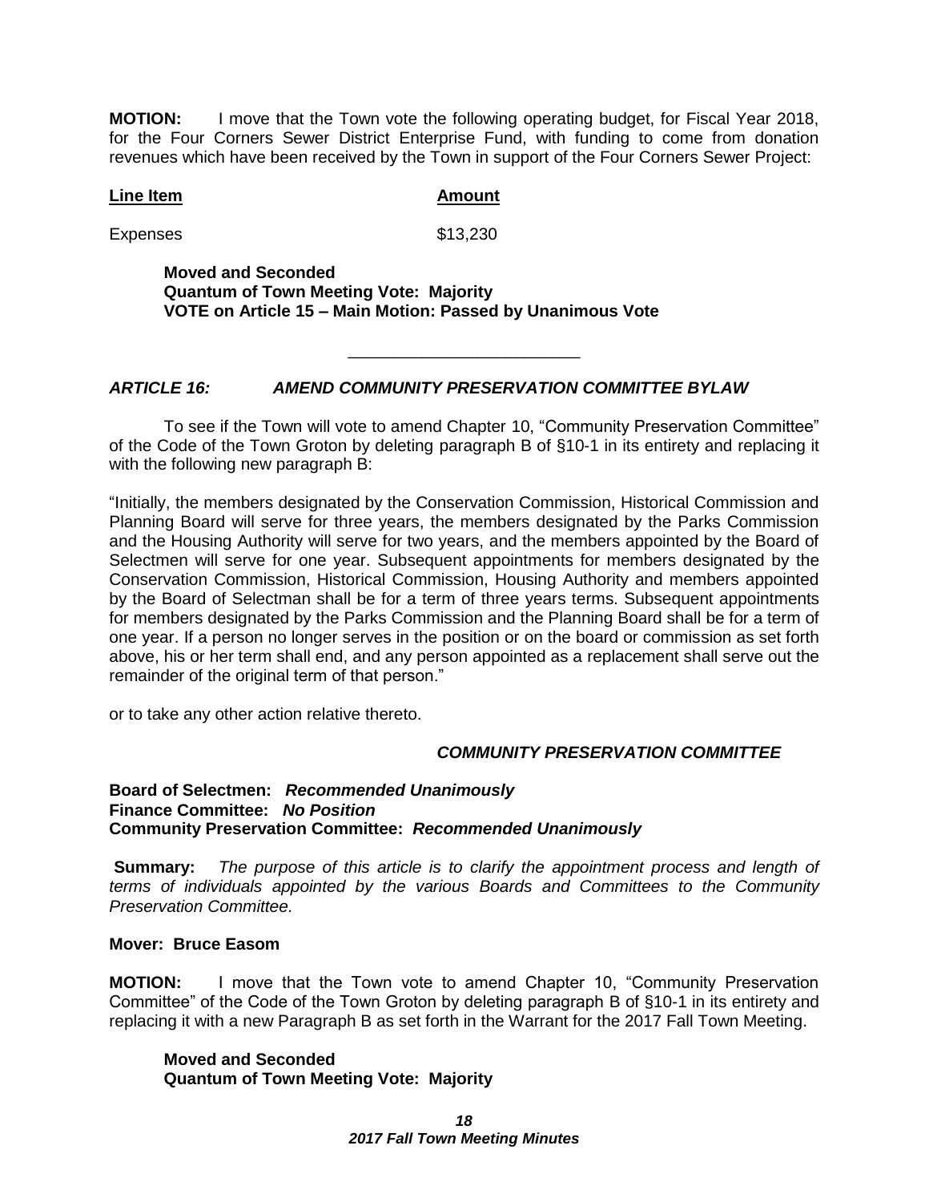**MOTION:** I move that the Town vote the following operating budget, for Fiscal Year 2018, for the Four Corners Sewer District Enterprise Fund, with funding to come from donation revenues which have been received by the Town in support of the Four Corners Sewer Project:

| Line Item | Amount |
|---|---|
| Expenses | $13,230 |

**Moved and Seconded**
**Quantum of Town Meeting Vote: Majority**
**VOTE on Article 15 – Main Motion: Passed by Unanimous Vote**

---

### *ARTICLE 16: AMEND COMMUNITY PRESERVATION COMMITTEE BYLAW*

To see if the Town will vote to amend Chapter 10, "Community Preservation Committee" of the Code of the Town Groton by deleting paragraph B of §10-1 in its entirety and replacing it with the following new paragraph B:

"Initially, the members designated by the Conservation Commission, Historical Commission and Planning Board will serve for three years, the members designated by the Parks Commission and the Housing Authority will serve for two years, and the members appointed by the Board of Selectmen will serve for one year. Subsequent appointments for members designated by the Conservation Commission, Historical Commission, Housing Authority and members appointed by the Board of Selectman shall be for a term of three years terms. Subsequent appointments for members designated by the Parks Commission and the Planning Board shall be for a term of one year. If a person no longer serves in the position or on the board or commission as set forth above, his or her term shall end, and any person appointed as a replacement shall serve out the remainder of the original term of that person."

or to take any other action relative thereto.

***COMMUNITY PRESERVATION COMMITTEE***

**Board of Selectmen:** ***Recommended Unanimously***
**Finance Committee:** ***No Position***
**Community Preservation Committee:** ***Recommended Unanimously***

**Summary:** *The purpose of this article is to clarify the appointment process and length of terms of individuals appointed by the various Boards and Committees to the Community Preservation Committee.*

**Mover: Bruce Easom**

**MOTION:** I move that the Town vote to amend Chapter 10, "Community Preservation Committee" of the Code of the Town Groton by deleting paragraph B of §10-1 in its entirety and replacing it with a new Paragraph B as set forth in the Warrant for the 2017 Fall Town Meeting.

**Moved and Seconded**
**Quantum of Town Meeting Vote: Majority**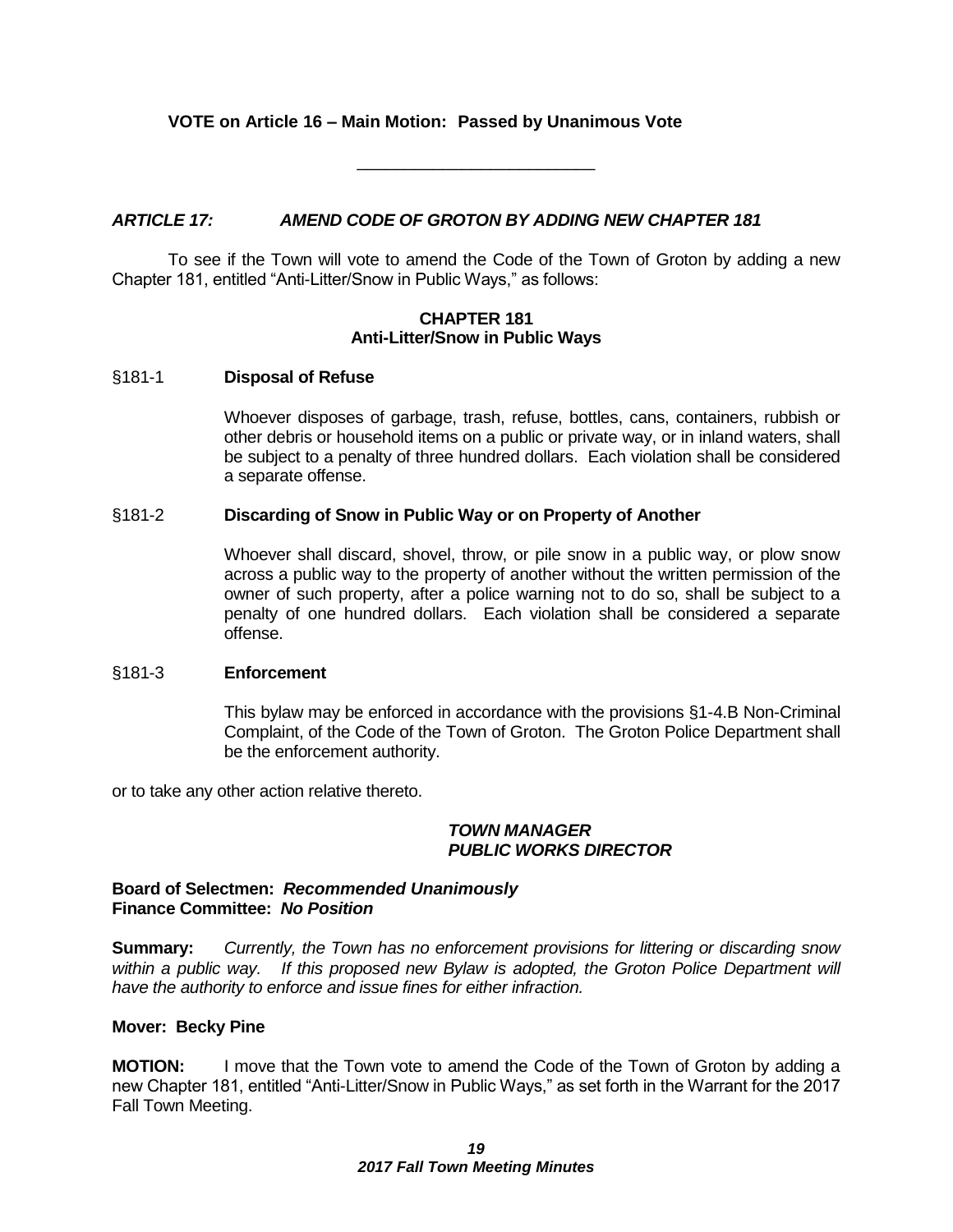**VOTE on Article 16 – Main Motion: Passed by Unanimous Vote**

---

### *ARTICLE 17: AMEND CODE OF GROTON BY ADDING NEW CHAPTER 181*

To see if the Town will vote to amend the Code of the Town of Groton by adding a new Chapter 181, entitled "Anti-Litter/Snow in Public Ways," as follows:

**CHAPTER 181**
**Anti-Litter/Snow in Public Ways**

§181-1 **Disposal of Refuse**

Whoever disposes of garbage, trash, refuse, bottles, cans, containers, rubbish or other debris or household items on a public or private way, or in inland waters, shall be subject to a penalty of three hundred dollars. Each violation shall be considered a separate offense.

§181-2 **Discarding of Snow in Public Way or on Property of Another**

Whoever shall discard, shovel, throw, or pile snow in a public way, or plow snow across a public way to the property of another without the written permission of the owner of such property, after a police warning not to do so, shall be subject to a penalty of one hundred dollars. Each violation shall be considered a separate offense.

§181-3 **Enforcement**

This bylaw may be enforced in accordance with the provisions §1-4.B Non-Criminal Complaint, of the Code of the Town of Groton. The Groton Police Department shall be the enforcement authority.

or to take any other action relative thereto.

***TOWN MANAGER***
***PUBLIC WORKS DIRECTOR***

**Board of Selectmen: *Recommended Unanimously***
**Finance Committee: *No Position***

**Summary:** *Currently, the Town has no enforcement provisions for littering or discarding snow within a public way. If this proposed new Bylaw is adopted, the Groton Police Department will have the authority to enforce and issue fines for either infraction.*

**Mover: Becky Pine**

**MOTION:** I move that the Town vote to amend the Code of the Town of Groton by adding a new Chapter 181, entitled "Anti-Litter/Snow in Public Ways," as set forth in the Warrant for the 2017 Fall Town Meeting.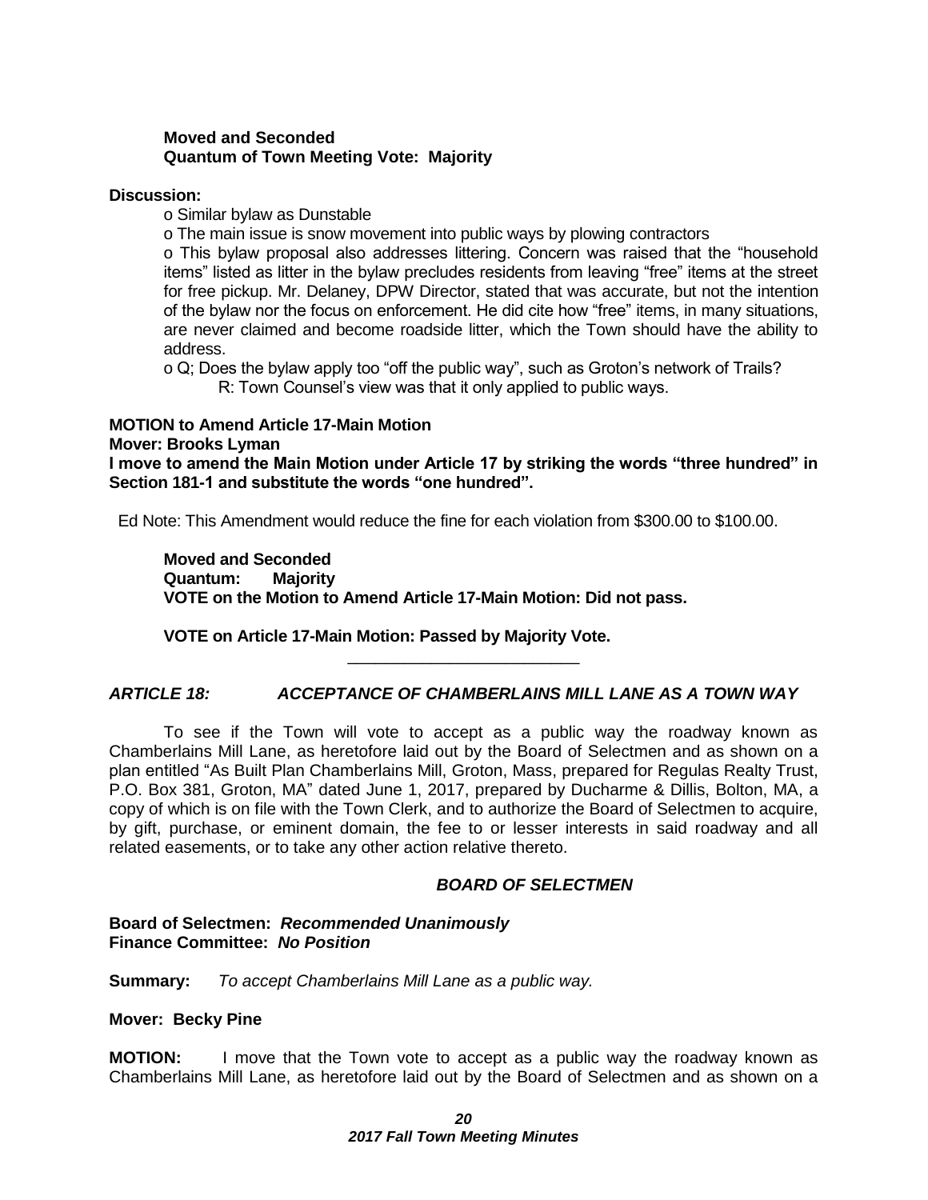**Moved and Seconded**
**Quantum of Town Meeting Vote: Majority**

**Discussion:**

- o Similar bylaw as Dunstable
- o The main issue is snow movement into public ways by plowing contractors
- o This bylaw proposal also addresses littering. Concern was raised that the "household items" listed as litter in the bylaw precludes residents from leaving "free" items at the street for free pickup. Mr. Delaney, DPW Director, stated that was accurate, but not the intention of the bylaw nor the focus on enforcement. He did cite how "free" items, in many situations, are never claimed and become roadside litter, which the Town should have the ability to address.
- o Q; Does the bylaw apply too "off the public way", such as Groton's network of Trails?
  R: Town Counsel's view was that it only applied to public ways.

**MOTION to Amend Article 17-Main Motion**
**Mover: Brooks Lyman**
**I move to amend the Main Motion under Article 17 by striking the words "three hundred" in Section 181-1 and substitute the words "one hundred".**

Ed Note: This Amendment would reduce the fine for each violation from $300.00 to $100.00.

**Moved and Seconded**
**Quantum: Majority**
**VOTE on the Motion to Amend Article 17-Main Motion: Did not pass.**

**VOTE on Article 17-Main Motion: Passed by Majority Vote.**

---

### *ARTICLE 18: ACCEPTANCE OF CHAMBERLAINS MILL LANE AS A TOWN WAY*

To see if the Town will vote to accept as a public way the roadway known as Chamberlains Mill Lane, as heretofore laid out by the Board of Selectmen and as shown on a plan entitled "As Built Plan Chamberlains Mill, Groton, Mass, prepared for Regulas Realty Trust, P.O. Box 381, Groton, MA" dated June 1, 2017, prepared by Ducharme & Dillis, Bolton, MA, a copy of which is on file with the Town Clerk, and to authorize the Board of Selectmen to acquire, by gift, purchase, or eminent domain, the fee to or lesser interests in said roadway and all related easements, or to take any other action relative thereto.

***BOARD OF SELECTMEN***

**Board of Selectmen:** ***Recommended Unanimously***
**Finance Committee:** ***No Position***

**Summary:** *To accept Chamberlains Mill Lane as a public way.*

**Mover: Becky Pine**

**MOTION:** I move that the Town vote to accept as a public way the roadway known as Chamberlains Mill Lane, as heretofore laid out by the Board of Selectmen and as shown on a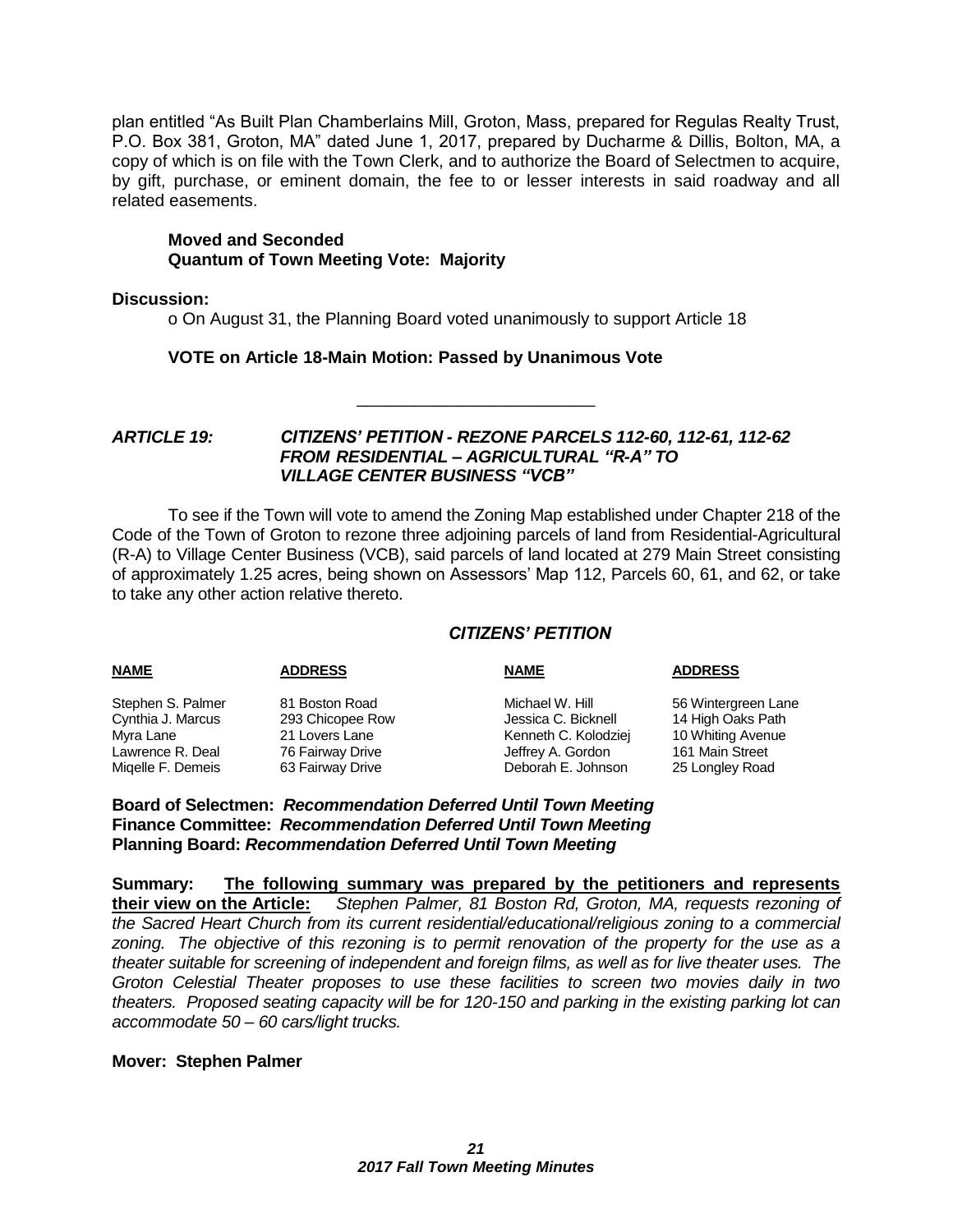plan entitled "As Built Plan Chamberlains Mill, Groton, Mass, prepared for Regulas Realty Trust, P.O. Box 381, Groton, MA" dated June 1, 2017, prepared by Ducharme & Dillis, Bolton, MA, a copy of which is on file with the Town Clerk, and to authorize the Board of Selectmen to acquire, by gift, purchase, or eminent domain, the fee to or lesser interests in said roadway and all related easements.

**Moved and Seconded**
**Quantum of Town Meeting Vote: Majority**

**Discussion:**

o On August 31, the Planning Board voted unanimously to support Article 18

**VOTE on Article 18-Main Motion: Passed by Unanimous Vote**

---

***ARTICLE 19: CITIZENS' PETITION - REZONE PARCELS 112-60, 112-61, 112-62 FROM RESIDENTIAL – AGRICULTURAL "R-A" TO VILLAGE CENTER BUSINESS "VCB"***

To see if the Town will vote to amend the Zoning Map established under Chapter 218 of the Code of the Town of Groton to rezone three adjoining parcels of land from Residential-Agricultural (R-A) to Village Center Business (VCB), said parcels of land located at 279 Main Street consisting of approximately 1.25 acres, being shown on Assessors' Map 112, Parcels 60, 61, and 62, or take to take any other action relative thereto.

***CITIZENS' PETITION***

| NAME | ADDRESS | NAME | ADDRESS |
|---|---|---|---|
| Stephen S. Palmer | 81 Boston Road | Michael W. Hill | 56 Wintergreen Lane |
| Cynthia J. Marcus | 293 Chicopee Row | Jessica C. Bicknell | 14 High Oaks Path |
| Myra Lane | 21 Lovers Lane | Kenneth C. Kolodziej | 10 Whiting Avenue |
| Lawrence R. Deal | 76 Fairway Drive | Jeffrey A. Gordon | 161 Main Street |
| Miqelle F. Demeis | 63 Fairway Drive | Deborah E. Johnson | 25 Longley Road |

**Board of Selectmen:** ***Recommendation Deferred Until Town Meeting***
**Finance Committee:** ***Recommendation Deferred Until Town Meeting***
**Planning Board:** ***Recommendation Deferred Until Town Meeting***

**Summary: <u>The following summary was prepared by the petitioners and represents their view on the Article:</u>** *Stephen Palmer, 81 Boston Rd, Groton, MA, requests rezoning of the Sacred Heart Church from its current residential/educational/religious zoning to a commercial zoning. The objective of this rezoning is to permit renovation of the property for the use as a theater suitable for screening of independent and foreign films, as well as for live theater uses. The Groton Celestial Theater proposes to use these facilities to screen two movies daily in two theaters. Proposed seating capacity will be for 120-150 and parking in the existing parking lot can accommodate 50 – 60 cars/light trucks.*

**Mover: Stephen Palmer**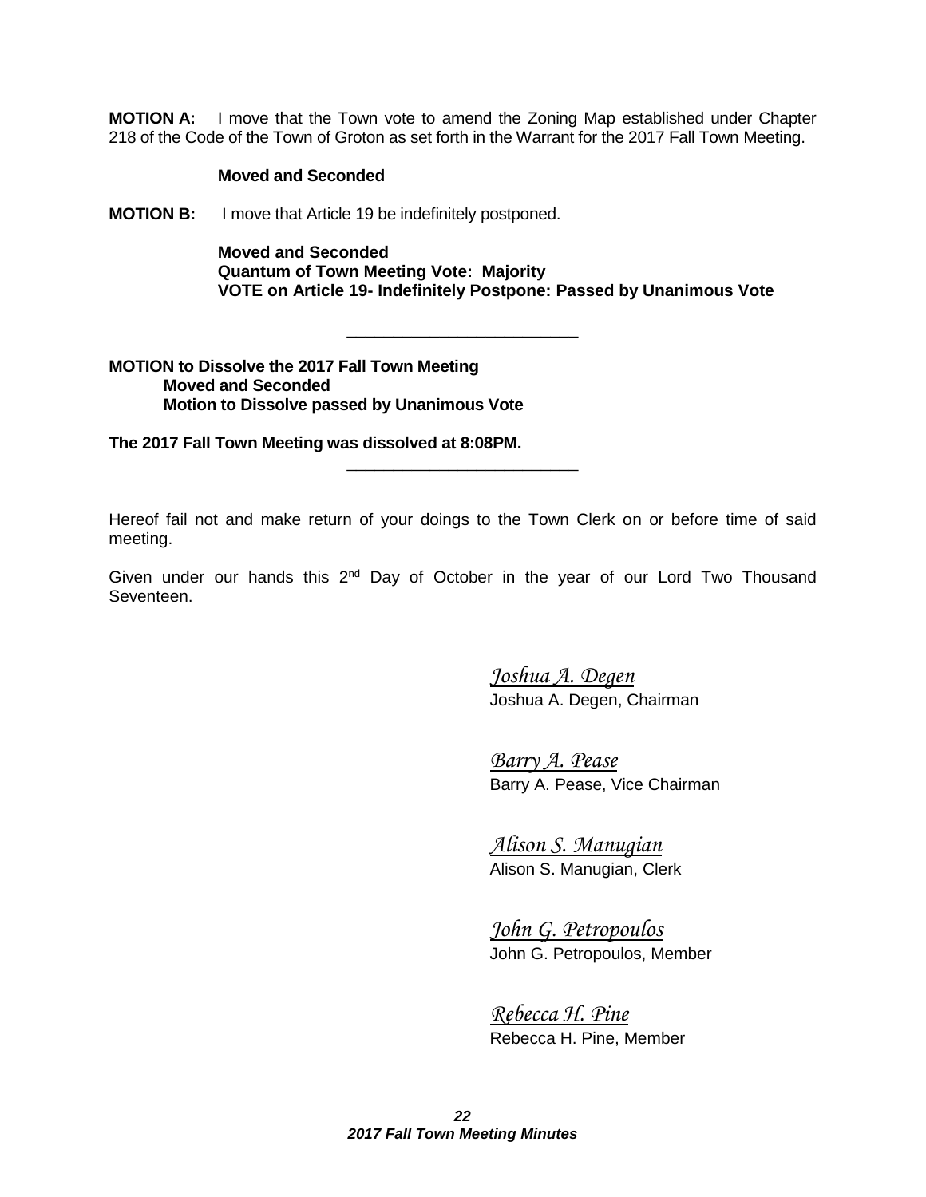**MOTION A:** I move that the Town vote to amend the Zoning Map established under Chapter 218 of the Code of the Town of Groton as set forth in the Warrant for the 2017 Fall Town Meeting.

**Moved and Seconded**

**MOTION B:** I move that Article 19 be indefinitely postponed.

**Moved and Seconded**
**Quantum of Town Meeting Vote: Majority**
**VOTE on Article 19- Indefinitely Postpone: Passed by Unanimous Vote**

---

**MOTION to Dissolve the 2017 Fall Town Meeting**
**Moved and Seconded**
**Motion to Dissolve passed by Unanimous Vote**

**The 2017 Fall Town Meeting was dissolved at 8:08PM.**

---

Hereof fail not and make return of your doings to the Town Clerk on or before time of said meeting.

Given under our hands this 2nd Day of October in the year of our Lord Two Thousand Seventeen.

*Joshua A. Degen*
Joshua A. Degen, Chairman

*Barry A. Pease*
Barry A. Pease, Vice Chairman

*Alison S. Manugian*
Alison S. Manugian, Clerk

*John G. Petropoulos*
John G. Petropoulos, Member

*Rebecca H. Pine*
Rebecca H. Pine, Member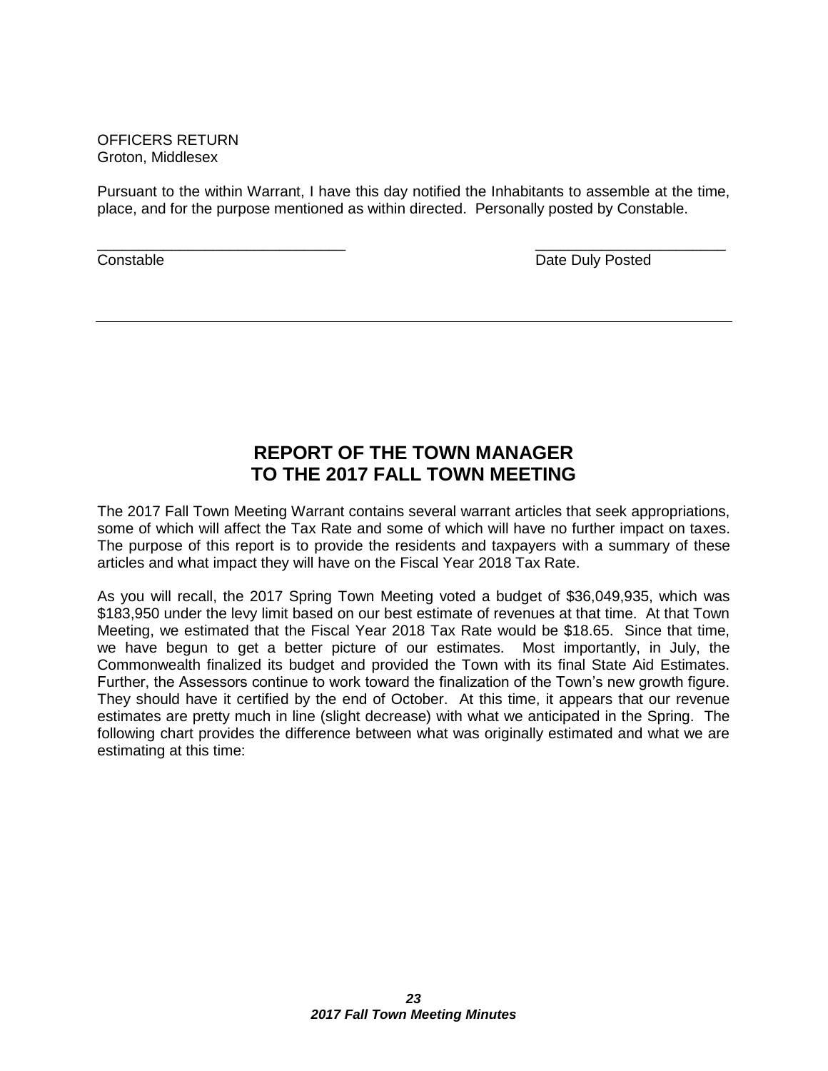OFFICERS RETURN
Groton, Middlesex

Pursuant to the within Warrant, I have this day notified the Inhabitants to assemble at the time, place, and for the purpose mentioned as within directed. Personally posted by Constable.

\_\_\_\_\_\_\_\_\_\_\_\_\_\_\_\_\_\_\_\_\_\_\_\_\_\_\_\_\_\_ \_\_\_\_\_\_\_\_\_\_\_\_\_\_\_\_\_\_\_\_\_\_\_
Constable Date Duly Posted

---

# REPORT OF THE TOWN MANAGER TO THE 2017 FALL TOWN MEETING

The 2017 Fall Town Meeting Warrant contains several warrant articles that seek appropriations, some of which will affect the Tax Rate and some of which will have no further impact on taxes. The purpose of this report is to provide the residents and taxpayers with a summary of these articles and what impact they will have on the Fiscal Year 2018 Tax Rate.

As you will recall, the 2017 Spring Town Meeting voted a budget of $36,049,935, which was $183,950 under the levy limit based on our best estimate of revenues at that time. At that Town Meeting, we estimated that the Fiscal Year 2018 Tax Rate would be $18.65. Since that time, we have begun to get a better picture of our estimates. Most importantly, in July, the Commonwealth finalized its budget and provided the Town with its final State Aid Estimates. Further, the Assessors continue to work toward the finalization of the Town's new growth figure. They should have it certified by the end of October. At this time, it appears that our revenue estimates are pretty much in line (slight decrease) with what we anticipated in the Spring. The following chart provides the difference between what was originally estimated and what we are estimating at this time: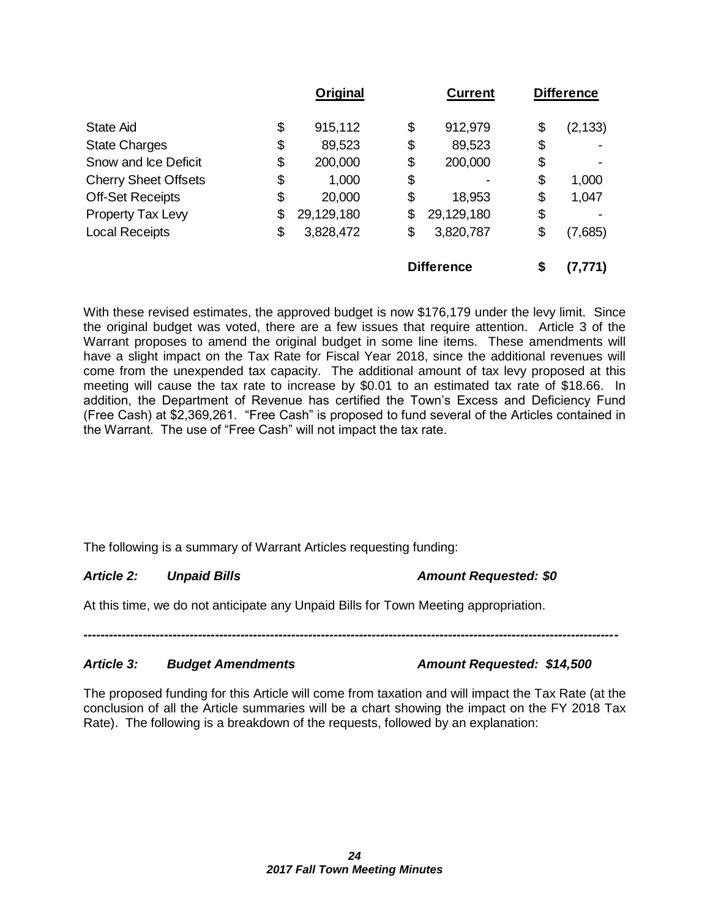| | Original | Current | Difference |
|---|---|---|---|
| State Aid | $ 915,112 | $ 912,979 | $ (2,133) |
| State Charges | $ 89,523 | $ 89,523 | $ - |
| Snow and Ice Deficit | $ 200,000 | $ 200,000 | $ - |
| Cherry Sheet Offsets | $ 1,000 | $ - | $ 1,000 |
| Off-Set Receipts | $ 20,000 | $ 18,953 | $ 1,047 |
| Property Tax Levy | $ 29,129,180 | $ 29,129,180 | $ - |
| Local Receipts | $ 3,828,472 | $ 3,820,787 | $ (7,685) |
| | | **Difference** | **$ (7,771)** |

With these revised estimates, the approved budget is now $176,179 under the levy limit. Since the original budget was voted, there are a few issues that require attention. Article 3 of the Warrant proposes to amend the original budget in some line items. These amendments will have a slight impact on the Tax Rate for Fiscal Year 2018, since the additional revenues will come from the unexpended tax capacity. The additional amount of tax levy proposed at this meeting will cause the tax rate to increase by $0.01 to an estimated tax rate of $18.66. In addition, the Department of Revenue has certified the Town's Excess and Deficiency Fund (Free Cash) at $2,369,261. "Free Cash" is proposed to fund several of the Articles contained in the Warrant. The use of "Free Cash" will not impact the tax rate.

The following is a summary of Warrant Articles requesting funding:

***Article 2: Unpaid Bills — Amount Requested: $0***

At this time, we do not anticipate any Unpaid Bills for Town Meeting appropriation.

---

***Article 3: Budget Amendments — Amount Requested: $14,500***

The proposed funding for this Article will come from taxation and will impact the Tax Rate (at the conclusion of all the Article summaries will be a chart showing the impact on the FY 2018 Tax Rate). The following is a breakdown of the requests, followed by an explanation: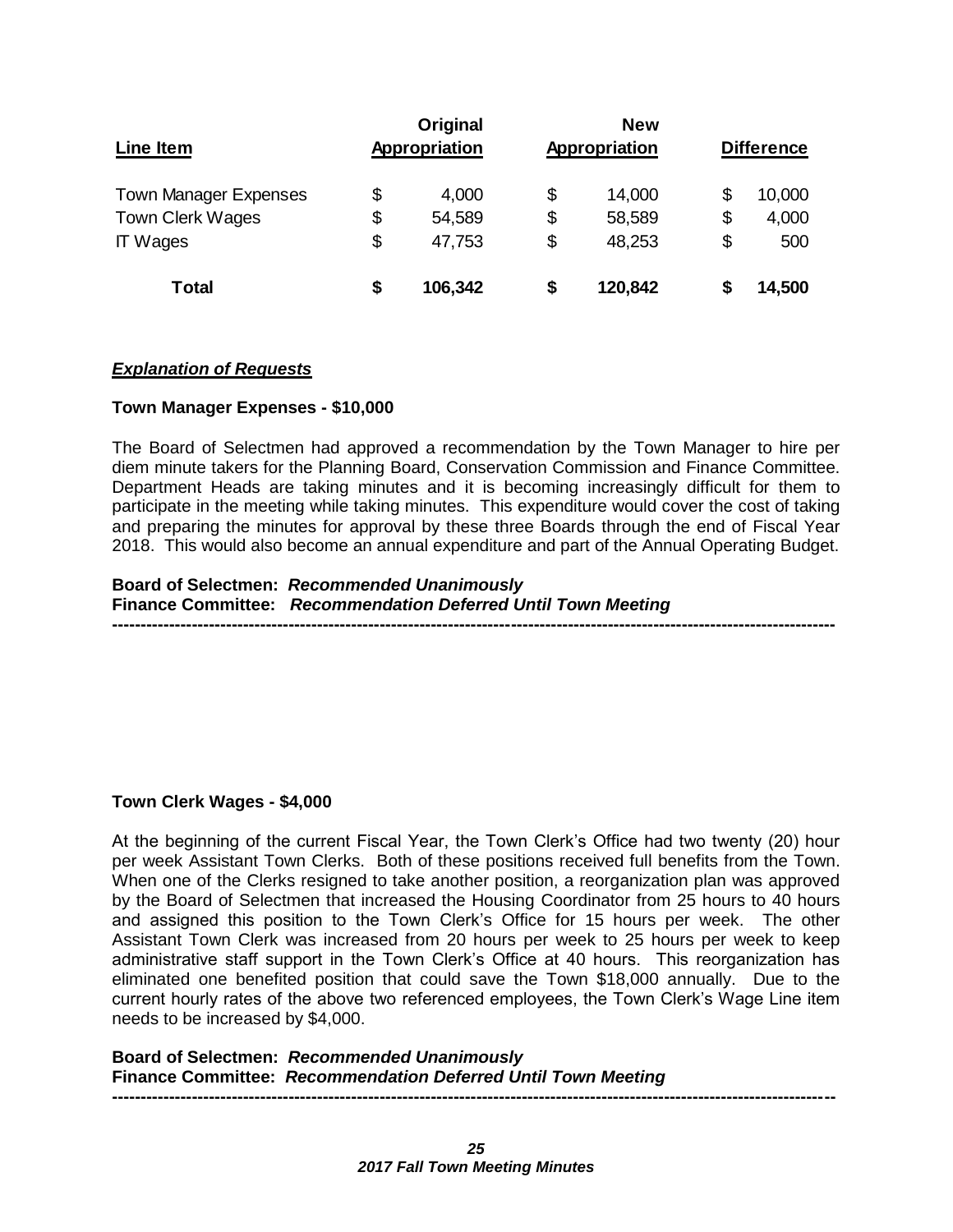| Line Item | Original Appropriation | New Appropriation | Difference |
|---|---|---|---|
| Town Manager Expenses | $ 4,000 | $ 14,000 | $ 10,000 |
| Town Clerk Wages | $ 54,589 | $ 58,589 | $ 4,000 |
| IT Wages | $ 47,753 | $ 48,253 | $ 500 |
| **Total** | **$ 106,342** | **$ 120,842** | **$ 14,500** |

***Explanation of Requests***

**Town Manager Expenses - $10,000**

The Board of Selectmen had approved a recommendation by the Town Manager to hire per diem minute takers for the Planning Board, Conservation Commission and Finance Committee. Department Heads are taking minutes and it is becoming increasingly difficult for them to participate in the meeting while taking minutes. This expenditure would cover the cost of taking and preparing the minutes for approval by these three Boards through the end of Fiscal Year 2018. This would also become an annual expenditure and part of the Annual Operating Budget.

**Board of Selectmen:** ***Recommended Unanimously***
**Finance Committee:** ***Recommendation Deferred Until Town Meeting***

---

**Town Clerk Wages - $4,000**

At the beginning of the current Fiscal Year, the Town Clerk's Office had two twenty (20) hour per week Assistant Town Clerks. Both of these positions received full benefits from the Town. When one of the Clerks resigned to take another position, a reorganization plan was approved by the Board of Selectmen that increased the Housing Coordinator from 25 hours to 40 hours and assigned this position to the Town Clerk's Office for 15 hours per week. The other Assistant Town Clerk was increased from 20 hours per week to 25 hours per week to keep administrative staff support in the Town Clerk's Office at 40 hours. This reorganization has eliminated one benefited position that could save the Town $18,000 annually. Due to the current hourly rates of the above two referenced employees, the Town Clerk's Wage Line item needs to be increased by $4,000.

**Board of Selectmen:** ***Recommended Unanimously***
**Finance Committee:** ***Recommendation Deferred Until Town Meeting***

---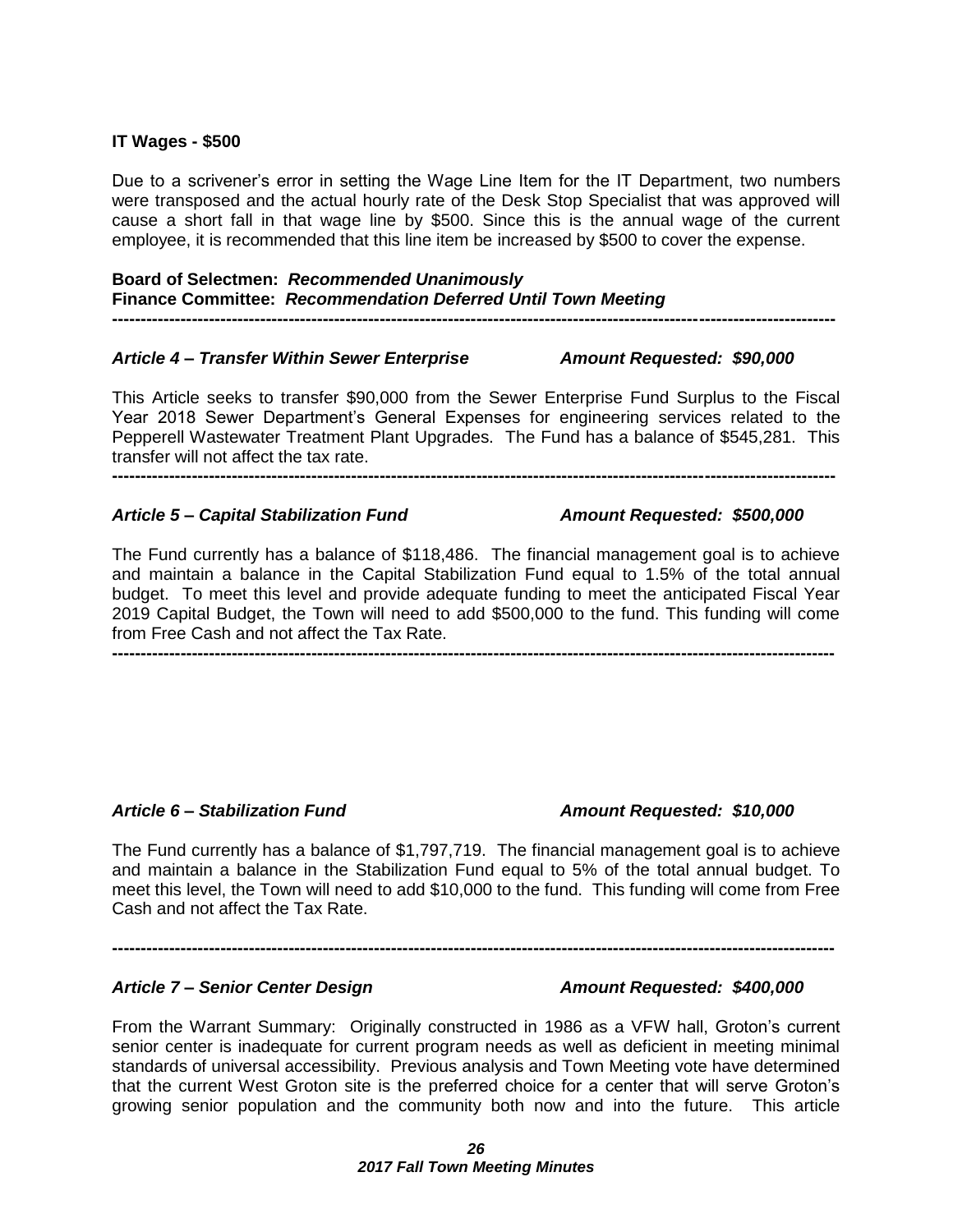**IT Wages - $500**

Due to a scrivener's error in setting the Wage Line Item for the IT Department, two numbers were transposed and the actual hourly rate of the Desk Stop Specialist that was approved will cause a short fall in that wage line by $500. Since this is the annual wage of the current employee, it is recommended that this line item be increased by $500 to cover the expense.

**Board of Selectmen:** ***Recommended Unanimously***
**Finance Committee:** ***Recommendation Deferred Until Town Meeting***

---

***Article 4 – Transfer Within Sewer Enterprise*** ***Amount Requested: $90,000***

This Article seeks to transfer $90,000 from the Sewer Enterprise Fund Surplus to the Fiscal Year 2018 Sewer Department's General Expenses for engineering services related to the Pepperell Wastewater Treatment Plant Upgrades. The Fund has a balance of $545,281. This transfer will not affect the tax rate.

---

***Article 5 – Capital Stabilization Fund*** ***Amount Requested: $500,000***

The Fund currently has a balance of $118,486. The financial management goal is to achieve and maintain a balance in the Capital Stabilization Fund equal to 1.5% of the total annual budget. To meet this level and provide adequate funding to meet the anticipated Fiscal Year 2019 Capital Budget, the Town will need to add $500,000 to the fund. This funding will come from Free Cash and not affect the Tax Rate.

---

***Article 6 – Stabilization Fund*** ***Amount Requested: $10,000***

The Fund currently has a balance of $1,797,719. The financial management goal is to achieve and maintain a balance in the Stabilization Fund equal to 5% of the total annual budget. To meet this level, the Town will need to add $10,000 to the fund. This funding will come from Free Cash and not affect the Tax Rate.

---

***Article 7 – Senior Center Design*** ***Amount Requested: $400,000***

From the Warrant Summary: Originally constructed in 1986 as a VFW hall, Groton's current senior center is inadequate for current program needs as well as deficient in meeting minimal standards of universal accessibility. Previous analysis and Town Meeting vote have determined that the current West Groton site is the preferred choice for a center that will serve Groton's growing senior population and the community both now and into the future. This article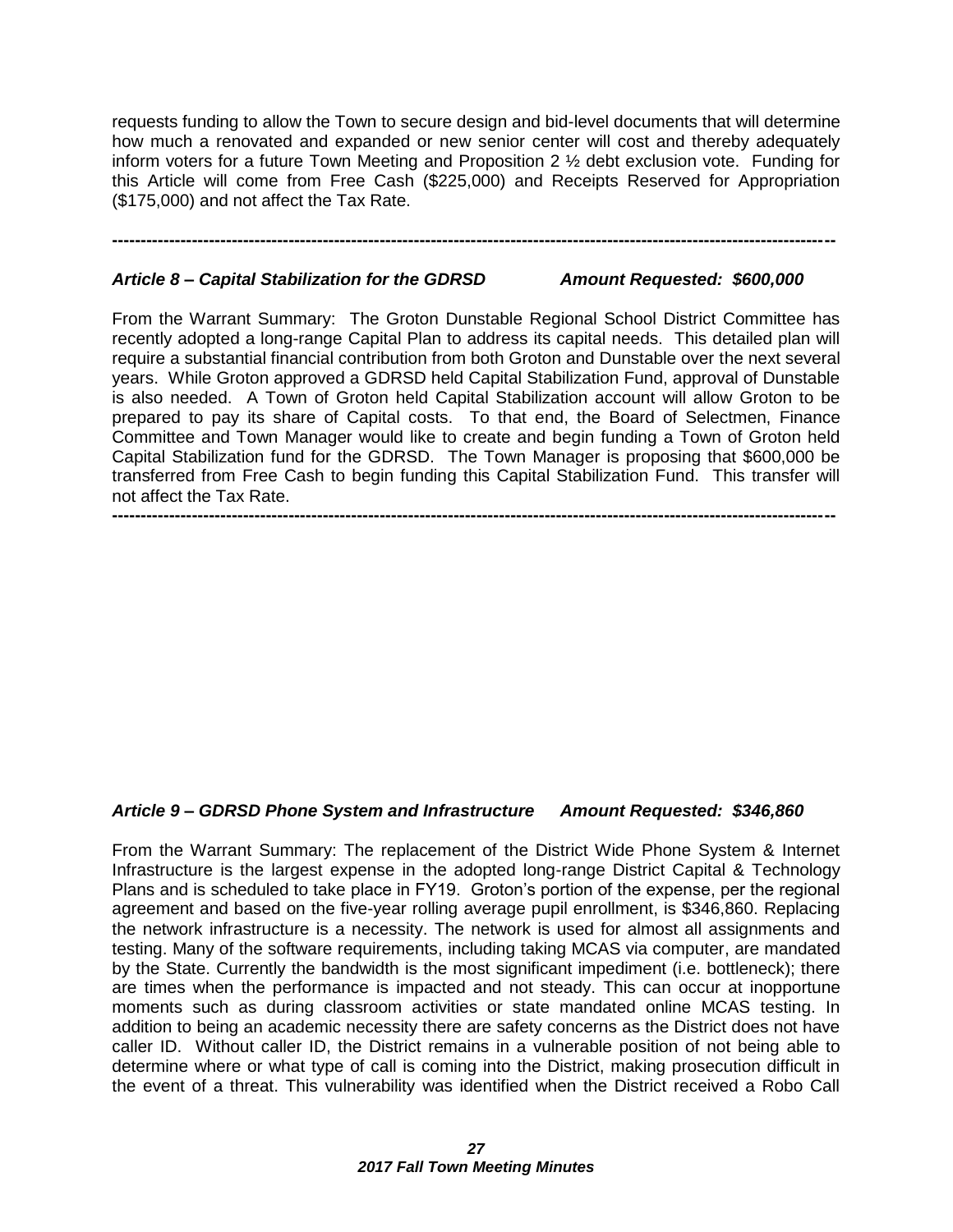requests funding to allow the Town to secure design and bid-level documents that will determine how much a renovated and expanded or new senior center will cost and thereby adequately inform voters for a future Town Meeting and Proposition 2 ½ debt exclusion vote. Funding for this Article will come from Free Cash ($225,000) and Receipts Reserved for Appropriation ($175,000) and not affect the Tax Rate.

---

### *Article 8 – Capital Stabilization for the GDRSD* *Amount Requested: $600,000*

From the Warrant Summary: The Groton Dunstable Regional School District Committee has recently adopted a long-range Capital Plan to address its capital needs. This detailed plan will require a substantial financial contribution from both Groton and Dunstable over the next several years. While Groton approved a GDRSD held Capital Stabilization Fund, approval of Dunstable is also needed. A Town of Groton held Capital Stabilization account will allow Groton to be prepared to pay its share of Capital costs. To that end, the Board of Selectmen, Finance Committee and Town Manager would like to create and begin funding a Town of Groton held Capital Stabilization fund for the GDRSD. The Town Manager is proposing that $600,000 be transferred from Free Cash to begin funding this Capital Stabilization Fund. This transfer will not affect the Tax Rate.

---

### *Article 9 – GDRSD Phone System and Infrastructure* *Amount Requested: $346,860*

From the Warrant Summary: The replacement of the District Wide Phone System & Internet Infrastructure is the largest expense in the adopted long-range District Capital & Technology Plans and is scheduled to take place in FY19. Groton's portion of the expense, per the regional agreement and based on the five-year rolling average pupil enrollment, is $346,860. Replacing the network infrastructure is a necessity. The network is used for almost all assignments and testing. Many of the software requirements, including taking MCAS via computer, are mandated by the State. Currently the bandwidth is the most significant impediment (i.e. bottleneck); there are times when the performance is impacted and not steady. This can occur at inopportune moments such as during classroom activities or state mandated online MCAS testing. In addition to being an academic necessity there are safety concerns as the District does not have caller ID. Without caller ID, the District remains in a vulnerable position of not being able to determine where or what type of call is coming into the District, making prosecution difficult in the event of a threat. This vulnerability was identified when the District received a Robo Call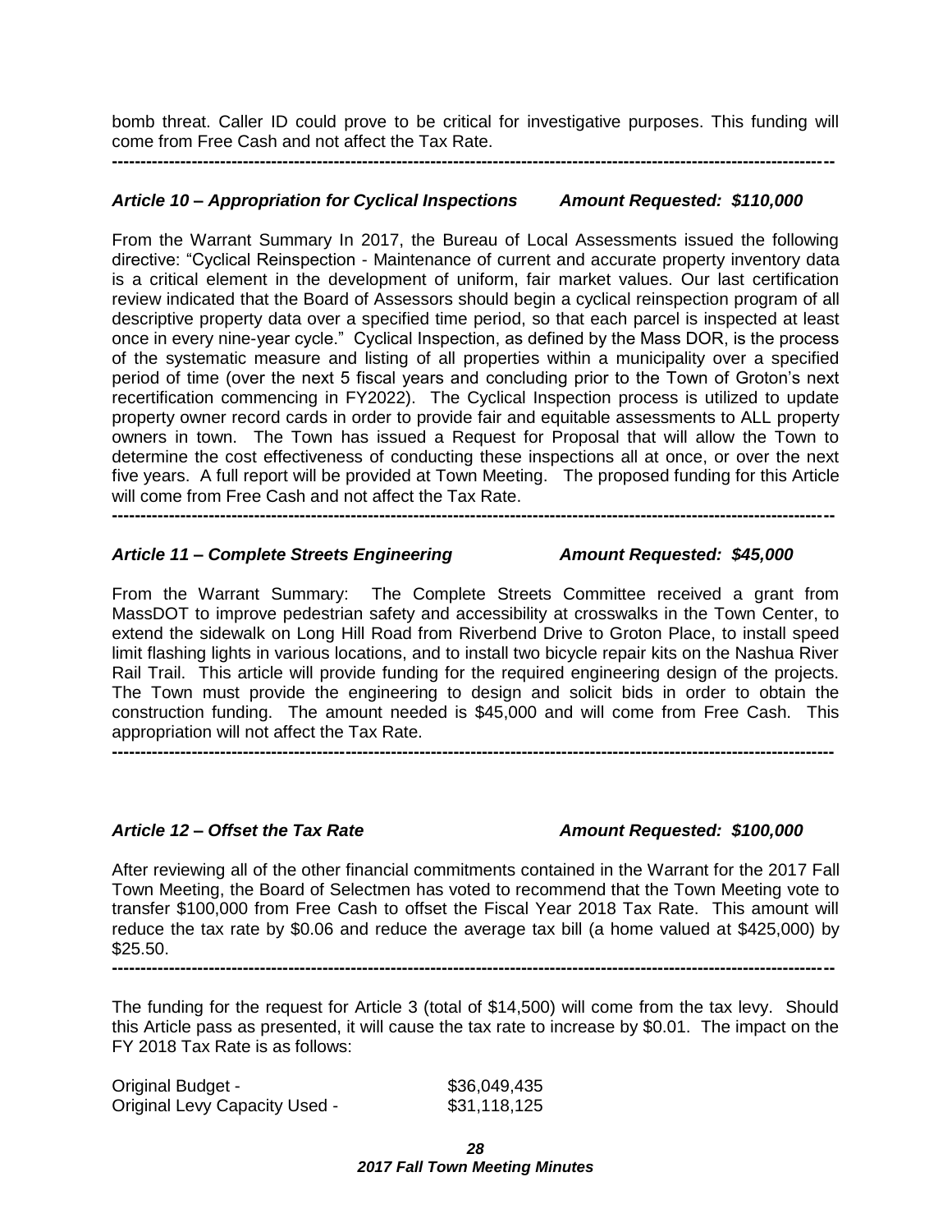bomb threat. Caller ID could prove to be critical for investigative purposes. This funding will come from Free Cash and not affect the Tax Rate.

---

***Article 10 – Appropriation for Cyclical Inspections Amount Requested: $110,000***

From the Warrant Summary In 2017, the Bureau of Local Assessments issued the following directive: "Cyclical Reinspection - Maintenance of current and accurate property inventory data is a critical element in the development of uniform, fair market values. Our last certification review indicated that the Board of Assessors should begin a cyclical reinspection program of all descriptive property data over a specified time period, so that each parcel is inspected at least once in every nine-year cycle." Cyclical Inspection, as defined by the Mass DOR, is the process of the systematic measure and listing of all properties within a municipality over a specified period of time (over the next 5 fiscal years and concluding prior to the Town of Groton's next recertification commencing in FY2022). The Cyclical Inspection process is utilized to update property owner record cards in order to provide fair and equitable assessments to ALL property owners in town. The Town has issued a Request for Proposal that will allow the Town to determine the cost effectiveness of conducting these inspections all at once, or over the next five years. A full report will be provided at Town Meeting. The proposed funding for this Article will come from Free Cash and not affect the Tax Rate.

---

***Article 11 – Complete Streets Engineering Amount Requested: $45,000***

From the Warrant Summary: The Complete Streets Committee received a grant from MassDOT to improve pedestrian safety and accessibility at crosswalks in the Town Center, to extend the sidewalk on Long Hill Road from Riverbend Drive to Groton Place, to install speed limit flashing lights in various locations, and to install two bicycle repair kits on the Nashua River Rail Trail. This article will provide funding for the required engineering design of the projects. The Town must provide the engineering to design and solicit bids in order to obtain the construction funding. The amount needed is $45,000 and will come from Free Cash. This appropriation will not affect the Tax Rate.

---

***Article 12 – Offset the Tax Rate Amount Requested: $100,000***

After reviewing all of the other financial commitments contained in the Warrant for the 2017 Fall Town Meeting, the Board of Selectmen has voted to recommend that the Town Meeting vote to transfer $100,000 from Free Cash to offset the Fiscal Year 2018 Tax Rate. This amount will reduce the tax rate by $0.06 and reduce the average tax bill (a home valued at $425,000) by $25.50.

---

The funding for the request for Article 3 (total of $14,500) will come from the tax levy. Should this Article pass as presented, it will cause the tax rate to increase by $0.01. The impact on the FY 2018 Tax Rate is as follows:

| | |
|---|---|
| Original Budget - | $36,049,435 |
| Original Levy Capacity Used - | $31,118,125 |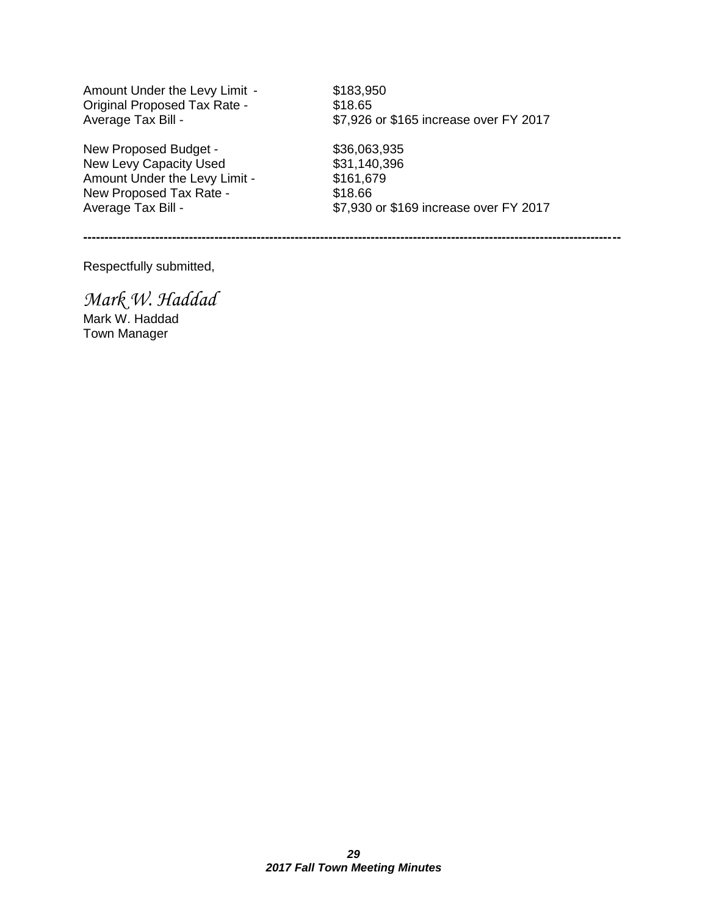| | |
|---|---|
| Amount Under the Levy Limit - | $183,950 |
| Original Proposed Tax Rate - | $18.65 |
| Average Tax Bill - | $7,926 or $165 increase over FY 2017 |

| | |
|---|---|
| New Proposed Budget - | $36,063,935 |
| New Levy Capacity Used | $31,140,396 |
| Amount Under the Levy Limit - | $161,679 |
| New Proposed Tax Rate - | $18.66 |
| Average Tax Bill - | $7,930 or $169 increase over FY 2017 |

---

Respectfully submitted,

*Mark W. Haddad*

Mark W. Haddad
Town Manager